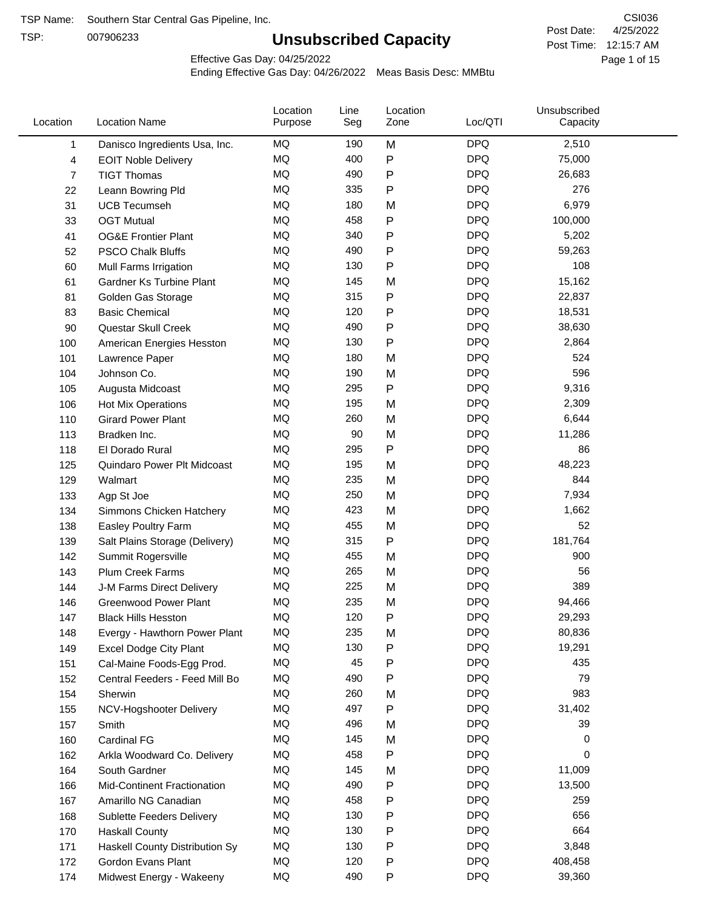TSP Name: Southern Star Central Gas Pipeline, Inc.

TSP: 007906233

CSI036

Post Date: 4/25/2022

Post Time: 12:15:7 AM

# Unsubscribed Capacity

Effective Gas Day: 04/25/2022

Ending Effective Gas Day: 04/26/2022 Meas Basis Desc: MMBtu

| Location | Location Name | Location Purpose | Line Seg | Location Zone | Loc/QTI | Unsubscribed Capacity |
|---|---|---|---|---|---|---|
| 1 | Danisco Ingredients Usa, Inc. | MQ | 190 | M | DPQ | 2,510 |
| 4 | EOIT Noble Delivery | MQ | 400 | P | DPQ | 75,000 |
| 7 | TIGT Thomas | MQ | 490 | P | DPQ | 26,683 |
| 22 | Leann Bowring Pld | MQ | 335 | P | DPQ | 276 |
| 31 | UCB Tecumseh | MQ | 180 | M | DPQ | 6,979 |
| 33 | OGT Mutual | MQ | 458 | P | DPQ | 100,000 |
| 41 | OG&E Frontier Plant | MQ | 340 | P | DPQ | 5,202 |
| 52 | PSCO Chalk Bluffs | MQ | 490 | P | DPQ | 59,263 |
| 60 | Mull Farms Irrigation | MQ | 130 | P | DPQ | 108 |
| 61 | Gardner Ks Turbine Plant | MQ | 145 | M | DPQ | 15,162 |
| 81 | Golden Gas Storage | MQ | 315 | P | DPQ | 22,837 |
| 83 | Basic Chemical | MQ | 120 | P | DPQ | 18,531 |
| 90 | Questar Skull Creek | MQ | 490 | P | DPQ | 38,630 |
| 100 | American Energies Hesston | MQ | 130 | P | DPQ | 2,864 |
| 101 | Lawrence Paper | MQ | 180 | M | DPQ | 524 |
| 104 | Johnson Co. | MQ | 190 | M | DPQ | 596 |
| 105 | Augusta Midcoast | MQ | 295 | P | DPQ | 9,316 |
| 106 | Hot Mix Operations | MQ | 195 | M | DPQ | 2,309 |
| 110 | Girard Power Plant | MQ | 260 | M | DPQ | 6,644 |
| 113 | Bradken Inc. | MQ | 90 | M | DPQ | 11,286 |
| 118 | El Dorado Rural | MQ | 295 | P | DPQ | 86 |
| 125 | Quindaro Power Plt Midcoast | MQ | 195 | M | DPQ | 48,223 |
| 129 | Walmart | MQ | 235 | M | DPQ | 844 |
| 133 | Agp St Joe | MQ | 250 | M | DPQ | 7,934 |
| 134 | Simmons Chicken Hatchery | MQ | 423 | M | DPQ | 1,662 |
| 138 | Easley Poultry Farm | MQ | 455 | M | DPQ | 52 |
| 139 | Salt Plains Storage (Delivery) | MQ | 315 | P | DPQ | 181,764 |
| 142 | Summit Rogersville | MQ | 455 | M | DPQ | 900 |
| 143 | Plum Creek Farms | MQ | 265 | M | DPQ | 56 |
| 144 | J-M Farms Direct Delivery | MQ | 225 | M | DPQ | 389 |
| 146 | Greenwood Power Plant | MQ | 235 | M | DPQ | 94,466 |
| 147 | Black Hills Hesston | MQ | 120 | P | DPQ | 29,293 |
| 148 | Evergy - Hawthorn Power Plant | MQ | 235 | M | DPQ | 80,836 |
| 149 | Excel Dodge City Plant | MQ | 130 | P | DPQ | 19,291 |
| 151 | Cal-Maine Foods-Egg Prod. | MQ | 45 | P | DPQ | 435 |
| 152 | Central Feeders - Feed Mill Bo | MQ | 490 | P | DPQ | 79 |
| 154 | Sherwin | MQ | 260 | M | DPQ | 983 |
| 155 | NCV-Hogshooter Delivery | MQ | 497 | P | DPQ | 31,402 |
| 157 | Smith | MQ | 496 | M | DPQ | 39 |
| 160 | Cardinal FG | MQ | 145 | M | DPQ | 0 |
| 162 | Arkla Woodward Co. Delivery | MQ | 458 | P | DPQ | 0 |
| 164 | South Gardner | MQ | 145 | M | DPQ | 11,009 |
| 166 | Mid-Continent Fractionation | MQ | 490 | P | DPQ | 13,500 |
| 167 | Amarillo NG Canadian | MQ | 458 | P | DPQ | 259 |
| 168 | Sublette Feeders Delivery | MQ | 130 | P | DPQ | 656 |
| 170 | Haskall County | MQ | 130 | P | DPQ | 664 |
| 171 | Haskall County Distribution Sy | MQ | 130 | P | DPQ | 3,848 |
| 172 | Gordon Evans Plant | MQ | 120 | P | DPQ | 408,458 |
| 174 | Midwest Energy - Wakeeny | MQ | 490 | P | DPQ | 39,360 |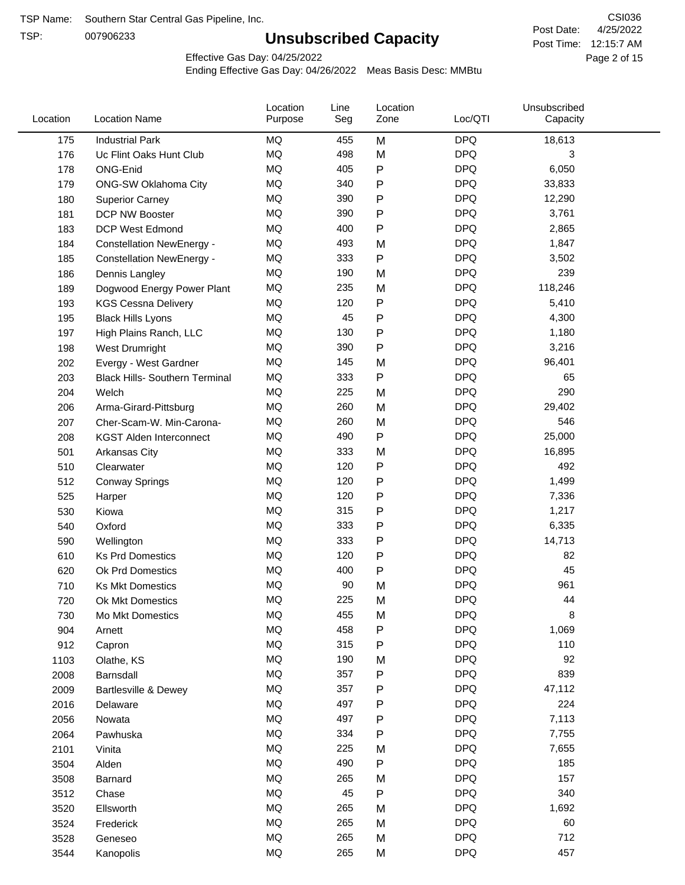TSP Name: Southern Star Central Gas Pipeline, Inc.
TSP: 007906233

# Unsubscribed Capacity

CSI036
Post Date: 4/25/2022
Post Time: 12:15:7 AM

Effective Gas Day: 04/25/2022
Ending Effective Gas Day: 04/26/2022 Meas Basis Desc: MMBtu

| Location | Location Name | Location Purpose | Line Seg | Location Zone | Loc/QTI | Unsubscribed Capacity |
|---|---|---|---|---|---|---|
| 175 | Industrial Park | MQ | 455 | M | DPQ | 18,613 |
| 176 | Uc Flint Oaks Hunt Club | MQ | 498 | M | DPQ | 3 |
| 178 | ONG-Enid | MQ | 405 | P | DPQ | 6,050 |
| 179 | ONG-SW Oklahoma City | MQ | 340 | P | DPQ | 33,833 |
| 180 | Superior Carney | MQ | 390 | P | DPQ | 12,290 |
| 181 | DCP NW Booster | MQ | 390 | P | DPQ | 3,761 |
| 183 | DCP West Edmond | MQ | 400 | P | DPQ | 2,865 |
| 184 | Constellation NewEnergy - | MQ | 493 | M | DPQ | 1,847 |
| 185 | Constellation NewEnergy - | MQ | 333 | P | DPQ | 3,502 |
| 186 | Dennis Langley | MQ | 190 | M | DPQ | 239 |
| 189 | Dogwood Energy Power Plant | MQ | 235 | M | DPQ | 118,246 |
| 193 | KGS Cessna Delivery | MQ | 120 | P | DPQ | 5,410 |
| 195 | Black Hills Lyons | MQ | 45 | P | DPQ | 4,300 |
| 197 | High Plains Ranch, LLC | MQ | 130 | P | DPQ | 1,180 |
| 198 | West Drumright | MQ | 390 | P | DPQ | 3,216 |
| 202 | Evergy - West Gardner | MQ | 145 | M | DPQ | 96,401 |
| 203 | Black Hills- Southern Terminal | MQ | 333 | P | DPQ | 65 |
| 204 | Welch | MQ | 225 | M | DPQ | 290 |
| 206 | Arma-Girard-Pittsburg | MQ | 260 | M | DPQ | 29,402 |
| 207 | Cher-Scam-W. Min-Carona- | MQ | 260 | M | DPQ | 546 |
| 208 | KGST Alden Interconnect | MQ | 490 | P | DPQ | 25,000 |
| 501 | Arkansas City | MQ | 333 | M | DPQ | 16,895 |
| 510 | Clearwater | MQ | 120 | P | DPQ | 492 |
| 512 | Conway Springs | MQ | 120 | P | DPQ | 1,499 |
| 525 | Harper | MQ | 120 | P | DPQ | 7,336 |
| 530 | Kiowa | MQ | 315 | P | DPQ | 1,217 |
| 540 | Oxford | MQ | 333 | P | DPQ | 6,335 |
| 590 | Wellington | MQ | 333 | P | DPQ | 14,713 |
| 610 | Ks Prd Domestics | MQ | 120 | P | DPQ | 82 |
| 620 | Ok Prd Domestics | MQ | 400 | P | DPQ | 45 |
| 710 | Ks Mkt Domestics | MQ | 90 | M | DPQ | 961 |
| 720 | Ok Mkt Domestics | MQ | 225 | M | DPQ | 44 |
| 730 | Mo Mkt Domestics | MQ | 455 | M | DPQ | 8 |
| 904 | Arnett | MQ | 458 | P | DPQ | 1,069 |
| 912 | Capron | MQ | 315 | P | DPQ | 110 |
| 1103 | Olathe, KS | MQ | 190 | M | DPQ | 92 |
| 2008 | Barnsdall | MQ | 357 | P | DPQ | 839 |
| 2009 | Bartlesville & Dewey | MQ | 357 | P | DPQ | 47,112 |
| 2016 | Delaware | MQ | 497 | P | DPQ | 224 |
| 2056 | Nowata | MQ | 497 | P | DPQ | 7,113 |
| 2064 | Pawhuska | MQ | 334 | P | DPQ | 7,755 |
| 2101 | Vinita | MQ | 225 | M | DPQ | 7,655 |
| 3504 | Alden | MQ | 490 | P | DPQ | 185 |
| 3508 | Barnard | MQ | 265 | M | DPQ | 157 |
| 3512 | Chase | MQ | 45 | P | DPQ | 340 |
| 3520 | Ellsworth | MQ | 265 | M | DPQ | 1,692 |
| 3524 | Frederick | MQ | 265 | M | DPQ | 60 |
| 3528 | Geneseo | MQ | 265 | M | DPQ | 712 |
| 3544 | Kanopolis | MQ | 265 | M | DPQ | 457 |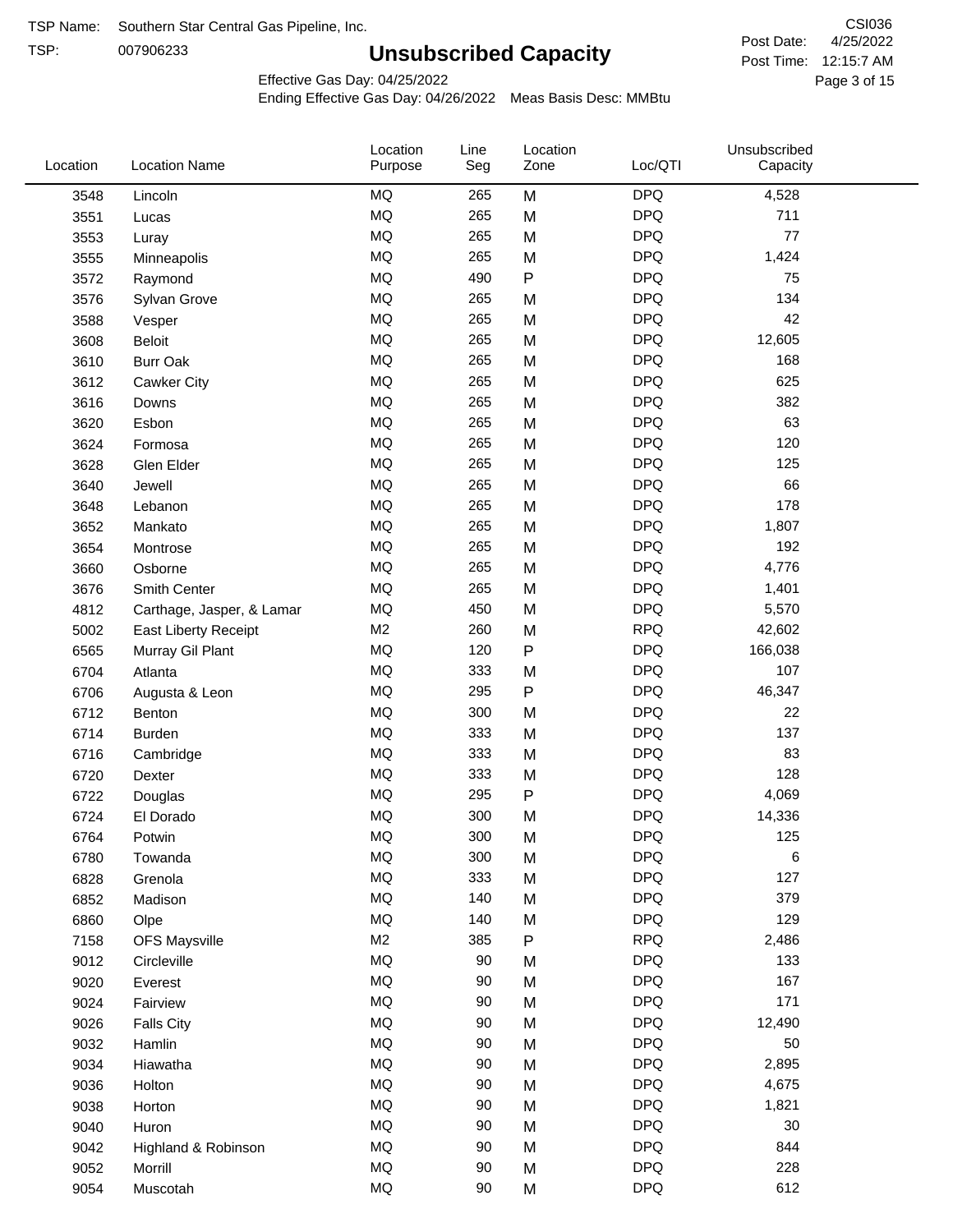TSP Name: Southern Star Central Gas Pipeline, Inc.
TSP: 007906233

# Unsubscribed Capacity

CSI036
Post Date: 4/25/2022
Post Time: 12:15:7 AM

Effective Gas Day: 04/25/2022
Ending Effective Gas Day: 04/26/2022 Meas Basis Desc: MMBtu

| Location | Location Name | Location Purpose | Line Seg | Location Zone | Loc/QTI | Unsubscribed Capacity |
|---|---|---|---|---|---|---|
| 3548 | Lincoln | MQ | 265 | M | DPQ | 4,528 |
| 3551 | Lucas | MQ | 265 | M | DPQ | 711 |
| 3553 | Luray | MQ | 265 | M | DPQ | 77 |
| 3555 | Minneapolis | MQ | 265 | M | DPQ | 1,424 |
| 3572 | Raymond | MQ | 490 | P | DPQ | 75 |
| 3576 | Sylvan Grove | MQ | 265 | M | DPQ | 134 |
| 3588 | Vesper | MQ | 265 | M | DPQ | 42 |
| 3608 | Beloit | MQ | 265 | M | DPQ | 12,605 |
| 3610 | Burr Oak | MQ | 265 | M | DPQ | 168 |
| 3612 | Cawker City | MQ | 265 | M | DPQ | 625 |
| 3616 | Downs | MQ | 265 | M | DPQ | 382 |
| 3620 | Esbon | MQ | 265 | M | DPQ | 63 |
| 3624 | Formosa | MQ | 265 | M | DPQ | 120 |
| 3628 | Glen Elder | MQ | 265 | M | DPQ | 125 |
| 3640 | Jewell | MQ | 265 | M | DPQ | 66 |
| 3648 | Lebanon | MQ | 265 | M | DPQ | 178 |
| 3652 | Mankato | MQ | 265 | M | DPQ | 1,807 |
| 3654 | Montrose | MQ | 265 | M | DPQ | 192 |
| 3660 | Osborne | MQ | 265 | M | DPQ | 4,776 |
| 3676 | Smith Center | MQ | 265 | M | DPQ | 1,401 |
| 4812 | Carthage, Jasper, & Lamar | MQ | 450 | M | DPQ | 5,570 |
| 5002 | East Liberty Receipt | M2 | 260 | M | RPQ | 42,602 |
| 6565 | Murray Gil Plant | MQ | 120 | P | DPQ | 166,038 |
| 6704 | Atlanta | MQ | 333 | M | DPQ | 107 |
| 6706 | Augusta & Leon | MQ | 295 | P | DPQ | 46,347 |
| 6712 | Benton | MQ | 300 | M | DPQ | 22 |
| 6714 | Burden | MQ | 333 | M | DPQ | 137 |
| 6716 | Cambridge | MQ | 333 | M | DPQ | 83 |
| 6720 | Dexter | MQ | 333 | M | DPQ | 128 |
| 6722 | Douglas | MQ | 295 | P | DPQ | 4,069 |
| 6724 | El Dorado | MQ | 300 | M | DPQ | 14,336 |
| 6764 | Potwin | MQ | 300 | M | DPQ | 125 |
| 6780 | Towanda | MQ | 300 | M | DPQ | 6 |
| 6828 | Grenola | MQ | 333 | M | DPQ | 127 |
| 6852 | Madison | MQ | 140 | M | DPQ | 379 |
| 6860 | Olpe | MQ | 140 | M | DPQ | 129 |
| 7158 | OFS Maysville | M2 | 385 | P | RPQ | 2,486 |
| 9012 | Circleville | MQ | 90 | M | DPQ | 133 |
| 9020 | Everest | MQ | 90 | M | DPQ | 167 |
| 9024 | Fairview | MQ | 90 | M | DPQ | 171 |
| 9026 | Falls City | MQ | 90 | M | DPQ | 12,490 |
| 9032 | Hamlin | MQ | 90 | M | DPQ | 50 |
| 9034 | Hiawatha | MQ | 90 | M | DPQ | 2,895 |
| 9036 | Holton | MQ | 90 | M | DPQ | 4,675 |
| 9038 | Horton | MQ | 90 | M | DPQ | 1,821 |
| 9040 | Huron | MQ | 90 | M | DPQ | 30 |
| 9042 | Highland & Robinson | MQ | 90 | M | DPQ | 844 |
| 9052 | Morrill | MQ | 90 | M | DPQ | 228 |
| 9054 | Muscotah | MQ | 90 | M | DPQ | 612 |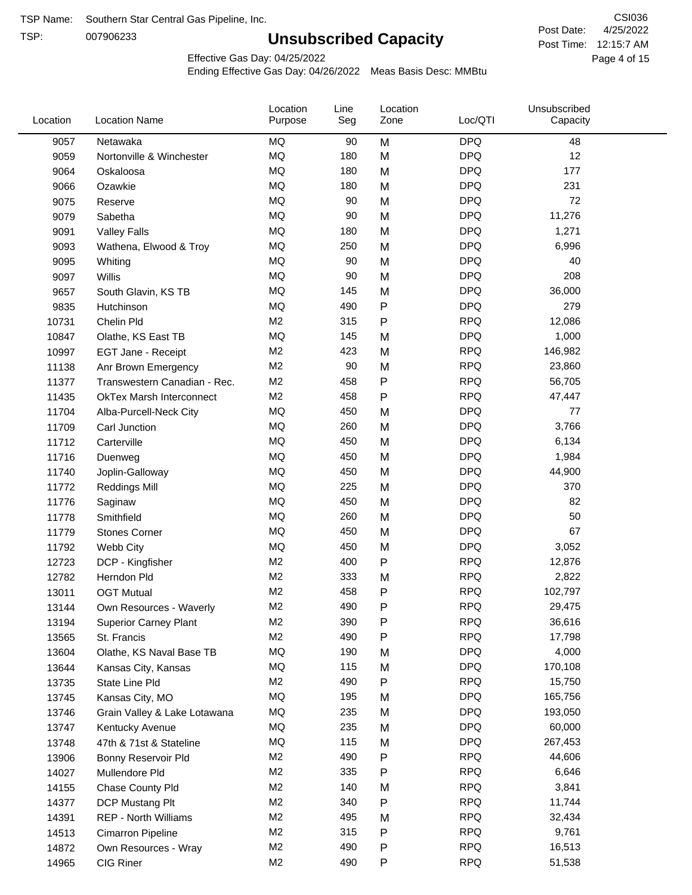TSP Name: Southern Star Central Gas Pipeline, Inc.

TSP: 007906233

# Unsubscribed Capacity

CSI036

Post Date: 4/25/2022

Post Time: 12:15:7 AM

Effective Gas Day: 04/25/2022

Ending Effective Gas Day: 04/26/2022 Meas Basis Desc: MMBtu

| Location | Location Name | Location Purpose | Line Seg | Location Zone | Loc/QTI | Unsubscribed Capacity |
|---|---|---|---|---|---|---|
| 9057 | Netawaka | MQ | 90 | M | DPQ | 48 |
| 9059 | Nortonville & Winchester | MQ | 180 | M | DPQ | 12 |
| 9064 | Oskaloosa | MQ | 180 | M | DPQ | 177 |
| 9066 | Ozawkie | MQ | 180 | M | DPQ | 231 |
| 9075 | Reserve | MQ | 90 | M | DPQ | 72 |
| 9079 | Sabetha | MQ | 90 | M | DPQ | 11,276 |
| 9091 | Valley Falls | MQ | 180 | M | DPQ | 1,271 |
| 9093 | Wathena, Elwood & Troy | MQ | 250 | M | DPQ | 6,996 |
| 9095 | Whiting | MQ | 90 | M | DPQ | 40 |
| 9097 | Willis | MQ | 90 | M | DPQ | 208 |
| 9657 | South Glavin, KS TB | MQ | 145 | M | DPQ | 36,000 |
| 9835 | Hutchinson | MQ | 490 | P | DPQ | 279 |
| 10731 | Chelin Pld | M2 | 315 | P | RPQ | 12,086 |
| 10847 | Olathe, KS East TB | MQ | 145 | M | DPQ | 1,000 |
| 10997 | EGT Jane - Receipt | M2 | 423 | M | RPQ | 146,982 |
| 11138 | Anr Brown Emergency | M2 | 90 | M | RPQ | 23,860 |
| 11377 | Transwestern Canadian - Rec. | M2 | 458 | P | RPQ | 56,705 |
| 11435 | OkTex Marsh Interconnect | M2 | 458 | P | RPQ | 47,447 |
| 11704 | Alba-Purcell-Neck City | MQ | 450 | M | DPQ | 77 |
| 11709 | Carl Junction | MQ | 260 | M | DPQ | 3,766 |
| 11712 | Carterville | MQ | 450 | M | DPQ | 6,134 |
| 11716 | Duenweg | MQ | 450 | M | DPQ | 1,984 |
| 11740 | Joplin-Galloway | MQ | 450 | M | DPQ | 44,900 |
| 11772 | Reddings Mill | MQ | 225 | M | DPQ | 370 |
| 11776 | Saginaw | MQ | 450 | M | DPQ | 82 |
| 11778 | Smithfield | MQ | 260 | M | DPQ | 50 |
| 11779 | Stones Corner | MQ | 450 | M | DPQ | 67 |
| 11792 | Webb City | MQ | 450 | M | DPQ | 3,052 |
| 12723 | DCP - Kingfisher | M2 | 400 | P | RPQ | 12,876 |
| 12782 | Herndon Pld | M2 | 333 | M | RPQ | 2,822 |
| 13011 | OGT Mutual | M2 | 458 | P | RPQ | 102,797 |
| 13144 | Own Resources - Waverly | M2 | 490 | P | RPQ | 29,475 |
| 13194 | Superior Carney Plant | M2 | 390 | P | RPQ | 36,616 |
| 13565 | St. Francis | M2 | 490 | P | RPQ | 17,798 |
| 13604 | Olathe, KS Naval Base TB | MQ | 190 | M | DPQ | 4,000 |
| 13644 | Kansas City, Kansas | MQ | 115 | M | DPQ | 170,108 |
| 13735 | State Line Pld | M2 | 490 | P | RPQ | 15,750 |
| 13745 | Kansas City, MO | MQ | 195 | M | DPQ | 165,756 |
| 13746 | Grain Valley & Lake Lotawana | MQ | 235 | M | DPQ | 193,050 |
| 13747 | Kentucky Avenue | MQ | 235 | M | DPQ | 60,000 |
| 13748 | 47th & 71st & Stateline | MQ | 115 | M | DPQ | 267,453 |
| 13906 | Bonny Reservoir Pld | M2 | 490 | P | RPQ | 44,606 |
| 14027 | Mullendore Pld | M2 | 335 | P | RPQ | 6,646 |
| 14155 | Chase County Pld | M2 | 140 | M | RPQ | 3,841 |
| 14377 | DCP Mustang Plt | M2 | 340 | P | RPQ | 11,744 |
| 14391 | REP - North Williams | M2 | 495 | M | RPQ | 32,434 |
| 14513 | Cimarron Pipeline | M2 | 315 | P | RPQ | 9,761 |
| 14872 | Own Resources - Wray | M2 | 490 | P | RPQ | 16,513 |
| 14965 | CIG Riner | M2 | 490 | P | RPQ | 51,538 |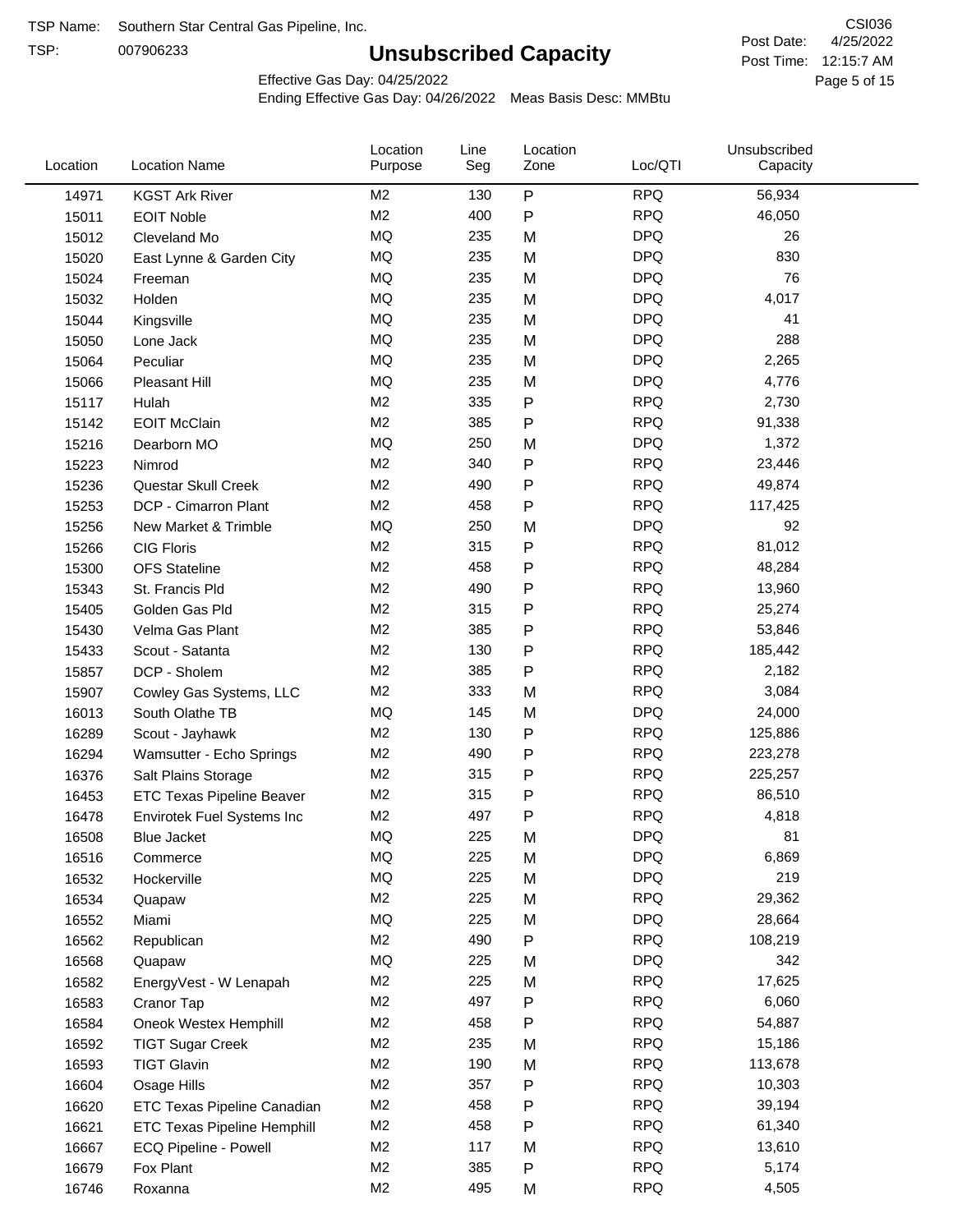TSP Name: Southern Star Central Gas Pipeline, Inc.

TSP: 007906233

# Unsubscribed Capacity

CSI036

Post Date: 4/25/2022

Post Time: 12:15:7 AM

Effective Gas Day: 04/25/2022

Ending Effective Gas Day: 04/26/2022 Meas Basis Desc: MMBtu

| Location | Location Name | Location Purpose | Line Seg | Location Zone | Loc/QTI | Unsubscribed Capacity |
|---|---|---|---|---|---|---|
| 14971 | KGST Ark River | M2 | 130 | P | RPQ | 56,934 |
| 15011 | EOIT Noble | M2 | 400 | P | RPQ | 46,050 |
| 15012 | Cleveland Mo | MQ | 235 | M | DPQ | 26 |
| 15020 | East Lynne & Garden City | MQ | 235 | M | DPQ | 830 |
| 15024 | Freeman | MQ | 235 | M | DPQ | 76 |
| 15032 | Holden | MQ | 235 | M | DPQ | 4,017 |
| 15044 | Kingsville | MQ | 235 | M | DPQ | 41 |
| 15050 | Lone Jack | MQ | 235 | M | DPQ | 288 |
| 15064 | Peculiar | MQ | 235 | M | DPQ | 2,265 |
| 15066 | Pleasant Hill | MQ | 235 | M | DPQ | 4,776 |
| 15117 | Hulah | M2 | 335 | P | RPQ | 2,730 |
| 15142 | EOIT McClain | M2 | 385 | P | RPQ | 91,338 |
| 15216 | Dearborn MO | MQ | 250 | M | DPQ | 1,372 |
| 15223 | Nimrod | M2 | 340 | P | RPQ | 23,446 |
| 15236 | Questar Skull Creek | M2 | 490 | P | RPQ | 49,874 |
| 15253 | DCP - Cimarron Plant | M2 | 458 | P | RPQ | 117,425 |
| 15256 | New Market & Trimble | MQ | 250 | M | DPQ | 92 |
| 15266 | CIG Floris | M2 | 315 | P | RPQ | 81,012 |
| 15300 | OFS Stateline | M2 | 458 | P | RPQ | 48,284 |
| 15343 | St. Francis Pld | M2 | 490 | P | RPQ | 13,960 |
| 15405 | Golden Gas Pld | M2 | 315 | P | RPQ | 25,274 |
| 15430 | Velma Gas Plant | M2 | 385 | P | RPQ | 53,846 |
| 15433 | Scout - Satanta | M2 | 130 | P | RPQ | 185,442 |
| 15857 | DCP - Sholem | M2 | 385 | P | RPQ | 2,182 |
| 15907 | Cowley Gas Systems, LLC | M2 | 333 | M | RPQ | 3,084 |
| 16013 | South Olathe TB | MQ | 145 | M | DPQ | 24,000 |
| 16289 | Scout - Jayhawk | M2 | 130 | P | RPQ | 125,886 |
| 16294 | Wamsutter - Echo Springs | M2 | 490 | P | RPQ | 223,278 |
| 16376 | Salt Plains Storage | M2 | 315 | P | RPQ | 225,257 |
| 16453 | ETC Texas Pipeline Beaver | M2 | 315 | P | RPQ | 86,510 |
| 16478 | Envirotek Fuel Systems Inc | M2 | 497 | P | RPQ | 4,818 |
| 16508 | Blue Jacket | MQ | 225 | M | DPQ | 81 |
| 16516 | Commerce | MQ | 225 | M | DPQ | 6,869 |
| 16532 | Hockerville | MQ | 225 | M | DPQ | 219 |
| 16534 | Quapaw | M2 | 225 | M | RPQ | 29,362 |
| 16552 | Miami | MQ | 225 | M | DPQ | 28,664 |
| 16562 | Republican | M2 | 490 | P | RPQ | 108,219 |
| 16568 | Quapaw | MQ | 225 | M | DPQ | 342 |
| 16582 | EnergyVest - W Lenapah | M2 | 225 | M | RPQ | 17,625 |
| 16583 | Cranor Tap | M2 | 497 | P | RPQ | 6,060 |
| 16584 | Oneok Westex Hemphill | M2 | 458 | P | RPQ | 54,887 |
| 16592 | TIGT Sugar Creek | M2 | 235 | M | RPQ | 15,186 |
| 16593 | TIGT Glavin | M2 | 190 | M | RPQ | 113,678 |
| 16604 | Osage Hills | M2 | 357 | P | RPQ | 10,303 |
| 16620 | ETC Texas Pipeline Canadian | M2 | 458 | P | RPQ | 39,194 |
| 16621 | ETC Texas Pipeline Hemphill | M2 | 458 | P | RPQ | 61,340 |
| 16667 | ECQ Pipeline - Powell | M2 | 117 | M | RPQ | 13,610 |
| 16679 | Fox Plant | M2 | 385 | P | RPQ | 5,174 |
| 16746 | Roxanna | M2 | 495 | M | RPQ | 4,505 |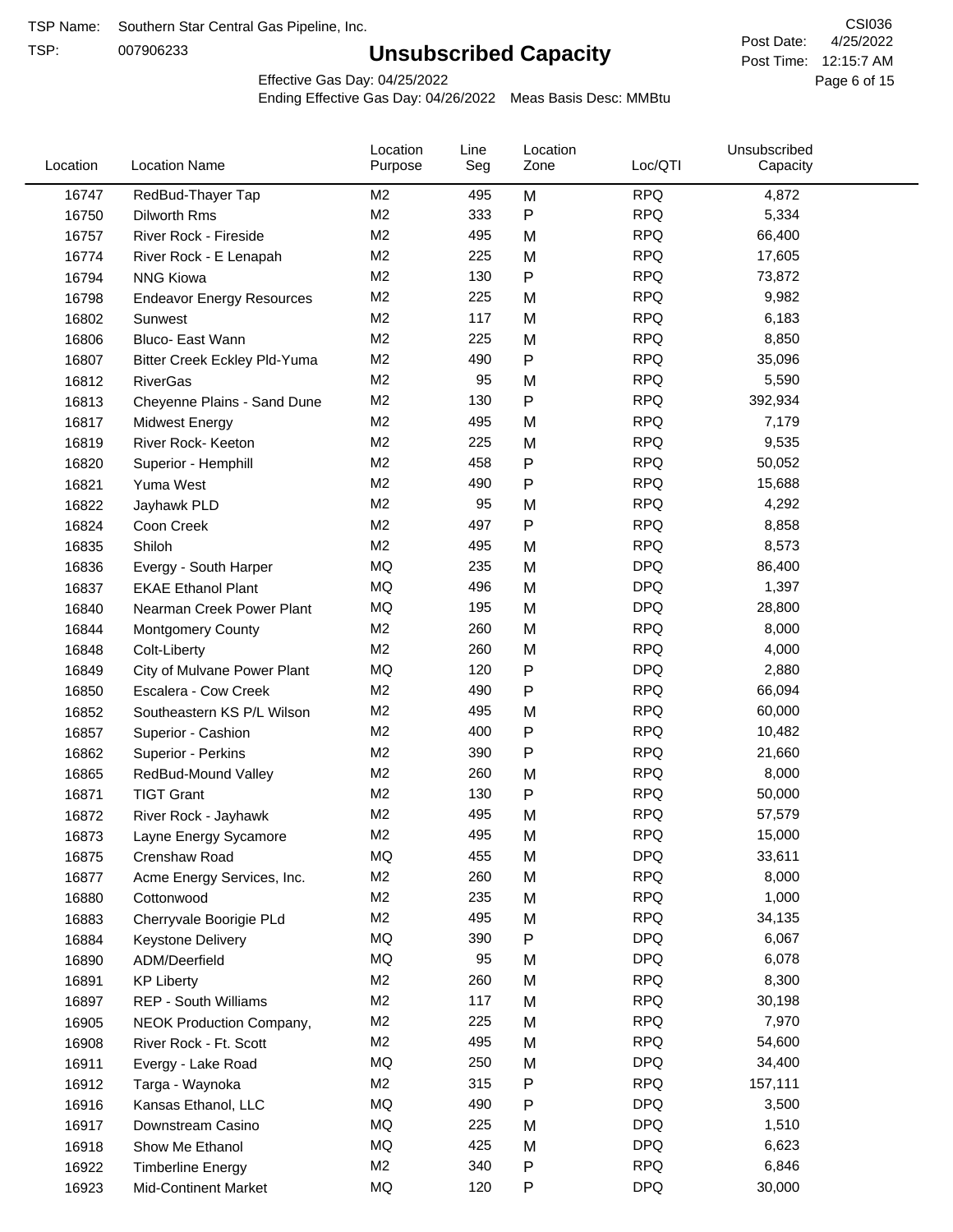TSP Name: Southern Star Central Gas Pipeline, Inc.

TSP: 007906233

# Unsubscribed Capacity

CSI036

Post Date: 4/25/2022

Post Time: 12:15:7 AM

Effective Gas Day: 04/25/2022

Ending Effective Gas Day: 04/26/2022 Meas Basis Desc: MMBtu

| Location | Location Name | Location Purpose | Line Seg | Location Zone | Loc/QTI | Unsubscribed Capacity |
|---|---|---|---|---|---|---|
| 16747 | RedBud-Thayer Tap | M2 | 495 | M | RPQ | 4,872 |
| 16750 | Dilworth Rms | M2 | 333 | P | RPQ | 5,334 |
| 16757 | River Rock - Fireside | M2 | 495 | M | RPQ | 66,400 |
| 16774 | River Rock - E Lenapah | M2 | 225 | M | RPQ | 17,605 |
| 16794 | NNG Kiowa | M2 | 130 | P | RPQ | 73,872 |
| 16798 | Endeavor Energy Resources | M2 | 225 | M | RPQ | 9,982 |
| 16802 | Sunwest | M2 | 117 | M | RPQ | 6,183 |
| 16806 | Bluco- East Wann | M2 | 225 | M | RPQ | 8,850 |
| 16807 | Bitter Creek Eckley Pld-Yuma | M2 | 490 | P | RPQ | 35,096 |
| 16812 | RiverGas | M2 | 95 | M | RPQ | 5,590 |
| 16813 | Cheyenne Plains - Sand Dune | M2 | 130 | P | RPQ | 392,934 |
| 16817 | Midwest Energy | M2 | 495 | M | RPQ | 7,179 |
| 16819 | River Rock- Keeton | M2 | 225 | M | RPQ | 9,535 |
| 16820 | Superior - Hemphill | M2 | 458 | P | RPQ | 50,052 |
| 16821 | Yuma West | M2 | 490 | P | RPQ | 15,688 |
| 16822 | Jayhawk PLD | M2 | 95 | M | RPQ | 4,292 |
| 16824 | Coon Creek | M2 | 497 | P | RPQ | 8,858 |
| 16835 | Shiloh | M2 | 495 | M | RPQ | 8,573 |
| 16836 | Evergy - South Harper | MQ | 235 | M | DPQ | 86,400 |
| 16837 | EKAE Ethanol Plant | MQ | 496 | M | DPQ | 1,397 |
| 16840 | Nearman Creek Power Plant | MQ | 195 | M | DPQ | 28,800 |
| 16844 | Montgomery County | M2 | 260 | M | RPQ | 8,000 |
| 16848 | Colt-Liberty | M2 | 260 | M | RPQ | 4,000 |
| 16849 | City of Mulvane Power Plant | MQ | 120 | P | DPQ | 2,880 |
| 16850 | Escalera - Cow Creek | M2 | 490 | P | RPQ | 66,094 |
| 16852 | Southeastern KS P/L Wilson | M2 | 495 | M | RPQ | 60,000 |
| 16857 | Superior - Cashion | M2 | 400 | P | RPQ | 10,482 |
| 16862 | Superior - Perkins | M2 | 390 | P | RPQ | 21,660 |
| 16865 | RedBud-Mound Valley | M2 | 260 | M | RPQ | 8,000 |
| 16871 | TIGT Grant | M2 | 130 | P | RPQ | 50,000 |
| 16872 | River Rock - Jayhawk | M2 | 495 | M | RPQ | 57,579 |
| 16873 | Layne Energy Sycamore | M2 | 495 | M | RPQ | 15,000 |
| 16875 | Crenshaw Road | MQ | 455 | M | DPQ | 33,611 |
| 16877 | Acme Energy Services, Inc. | M2 | 260 | M | RPQ | 8,000 |
| 16880 | Cottonwood | M2 | 235 | M | RPQ | 1,000 |
| 16883 | Cherryvale Boorigie PLd | M2 | 495 | M | RPQ | 34,135 |
| 16884 | Keystone Delivery | MQ | 390 | P | DPQ | 6,067 |
| 16890 | ADM/Deerfield | MQ | 95 | M | DPQ | 6,078 |
| 16891 | KP Liberty | M2 | 260 | M | RPQ | 8,300 |
| 16897 | REP - South Williams | M2 | 117 | M | RPQ | 30,198 |
| 16905 | NEOK Production Company, | M2 | 225 | M | RPQ | 7,970 |
| 16908 | River Rock - Ft. Scott | M2 | 495 | M | RPQ | 54,600 |
| 16911 | Evergy - Lake Road | MQ | 250 | M | DPQ | 34,400 |
| 16912 | Targa - Waynoka | M2 | 315 | P | RPQ | 157,111 |
| 16916 | Kansas Ethanol, LLC | MQ | 490 | P | DPQ | 3,500 |
| 16917 | Downstream Casino | MQ | 225 | M | DPQ | 1,510 |
| 16918 | Show Me Ethanol | MQ | 425 | M | DPQ | 6,623 |
| 16922 | Timberline Energy | M2 | 340 | P | RPQ | 6,846 |
| 16923 | Mid-Continent Market | MQ | 120 | P | DPQ | 30,000 |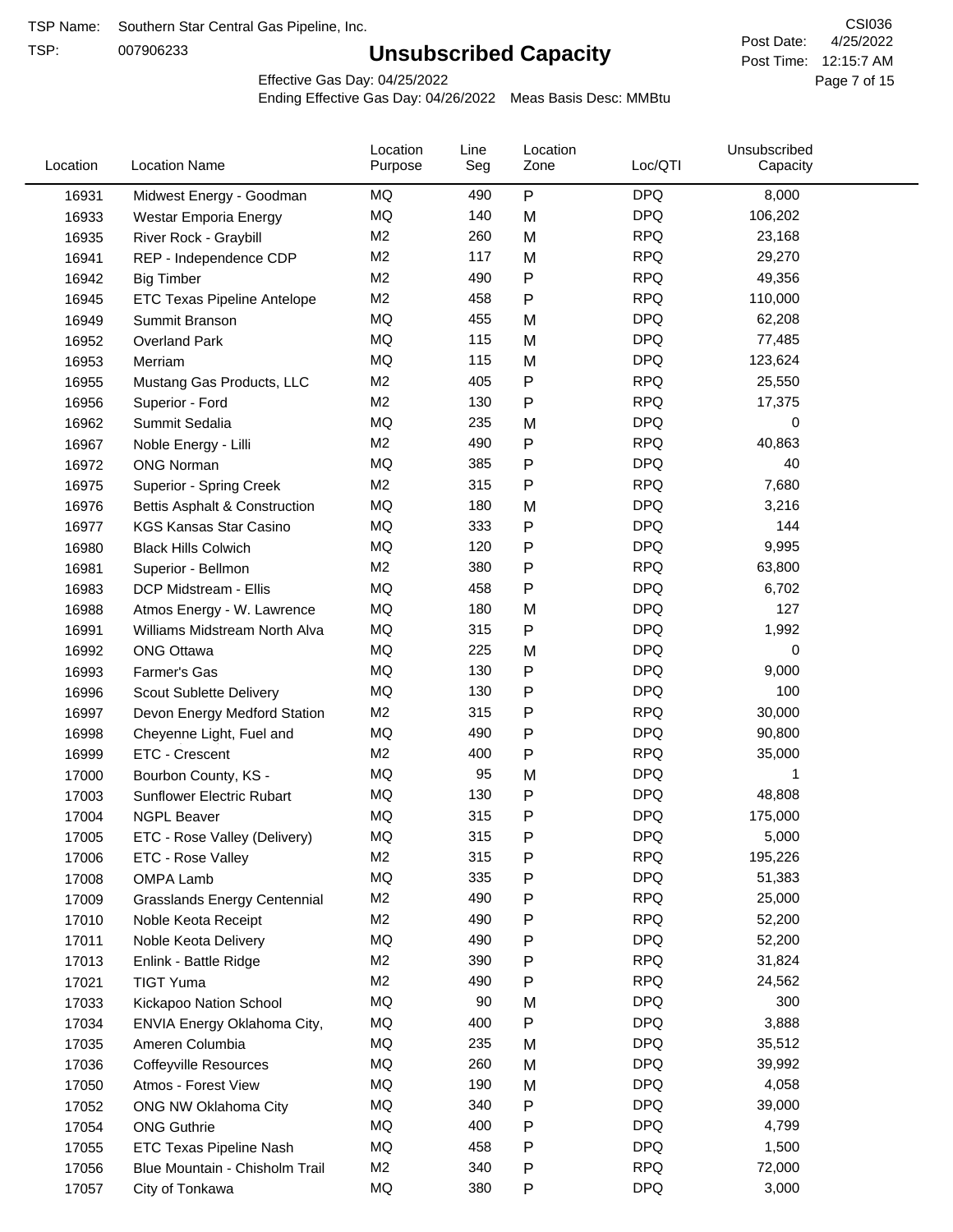TSP Name: Southern Star Central Gas Pipeline, Inc.

TSP: 007906233

# Unsubscribed Capacity

CSI036

Post Date: 4/25/2022

Post Time: 12:15:7 AM

Effective Gas Day: 04/25/2022

Ending Effective Gas Day: 04/26/2022 Meas Basis Desc: MMBtu

| Location | Location Name | Location Purpose | Line Seg | Location Zone | Loc/QTI | Unsubscribed Capacity |
|---|---|---|---|---|---|---|
| 16931 | Midwest Energy - Goodman | MQ | 490 | P | DPQ | 8,000 |
| 16933 | Westar Emporia Energy | MQ | 140 | M | DPQ | 106,202 |
| 16935 | River Rock - Graybill | M2 | 260 | M | RPQ | 23,168 |
| 16941 | REP - Independence CDP | M2 | 117 | M | RPQ | 29,270 |
| 16942 | Big Timber | M2 | 490 | P | RPQ | 49,356 |
| 16945 | ETC Texas Pipeline Antelope | M2 | 458 | P | RPQ | 110,000 |
| 16949 | Summit Branson | MQ | 455 | M | DPQ | 62,208 |
| 16952 | Overland Park | MQ | 115 | M | DPQ | 77,485 |
| 16953 | Merriam | MQ | 115 | M | DPQ | 123,624 |
| 16955 | Mustang Gas Products, LLC | M2 | 405 | P | RPQ | 25,550 |
| 16956 | Superior - Ford | M2 | 130 | P | RPQ | 17,375 |
| 16962 | Summit Sedalia | MQ | 235 | M | DPQ | 0 |
| 16967 | Noble Energy - Lilli | M2 | 490 | P | RPQ | 40,863 |
| 16972 | ONG Norman | MQ | 385 | P | DPQ | 40 |
| 16975 | Superior - Spring Creek | M2 | 315 | P | RPQ | 7,680 |
| 16976 | Bettis Asphalt & Construction | MQ | 180 | M | DPQ | 3,216 |
| 16977 | KGS Kansas Star Casino | MQ | 333 | P | DPQ | 144 |
| 16980 | Black Hills Colwich | MQ | 120 | P | DPQ | 9,995 |
| 16981 | Superior - Bellmon | M2 | 380 | P | RPQ | 63,800 |
| 16983 | DCP Midstream - Ellis | MQ | 458 | P | DPQ | 6,702 |
| 16988 | Atmos Energy - W. Lawrence | MQ | 180 | M | DPQ | 127 |
| 16991 | Williams Midstream North Alva | MQ | 315 | P | DPQ | 1,992 |
| 16992 | ONG Ottawa | MQ | 225 | M | DPQ | 0 |
| 16993 | Farmer's Gas | MQ | 130 | P | DPQ | 9,000 |
| 16996 | Scout Sublette Delivery | MQ | 130 | P | DPQ | 100 |
| 16997 | Devon Energy Medford Station | M2 | 315 | P | RPQ | 30,000 |
| 16998 | Cheyenne Light, Fuel and | MQ | 490 | P | DPQ | 90,800 |
| 16999 | ETC - Crescent | M2 | 400 | P | RPQ | 35,000 |
| 17000 | Bourbon County, KS - | MQ | 95 | M | DPQ | 1 |
| 17003 | Sunflower Electric Rubart | MQ | 130 | P | DPQ | 48,808 |
| 17004 | NGPL Beaver | MQ | 315 | P | DPQ | 175,000 |
| 17005 | ETC - Rose Valley (Delivery) | MQ | 315 | P | DPQ | 5,000 |
| 17006 | ETC - Rose Valley | M2 | 315 | P | RPQ | 195,226 |
| 17008 | OMPA Lamb | MQ | 335 | P | DPQ | 51,383 |
| 17009 | Grasslands Energy Centennial | M2 | 490 | P | RPQ | 25,000 |
| 17010 | Noble Keota Receipt | M2 | 490 | P | RPQ | 52,200 |
| 17011 | Noble Keota Delivery | MQ | 490 | P | DPQ | 52,200 |
| 17013 | Enlink - Battle Ridge | M2 | 390 | P | RPQ | 31,824 |
| 17021 | TIGT Yuma | M2 | 490 | P | RPQ | 24,562 |
| 17033 | Kickapoo Nation School | MQ | 90 | M | DPQ | 300 |
| 17034 | ENVIA Energy Oklahoma City, | MQ | 400 | P | DPQ | 3,888 |
| 17035 | Ameren Columbia | MQ | 235 | M | DPQ | 35,512 |
| 17036 | Coffeyville Resources | MQ | 260 | M | DPQ | 39,992 |
| 17050 | Atmos - Forest View | MQ | 190 | M | DPQ | 4,058 |
| 17052 | ONG NW Oklahoma City | MQ | 340 | P | DPQ | 39,000 |
| 17054 | ONG Guthrie | MQ | 400 | P | DPQ | 4,799 |
| 17055 | ETC Texas Pipeline Nash | MQ | 458 | P | DPQ | 1,500 |
| 17056 | Blue Mountain - Chisholm Trail | M2 | 340 | P | RPQ | 72,000 |
| 17057 | City of Tonkawa | MQ | 380 | P | DPQ | 3,000 |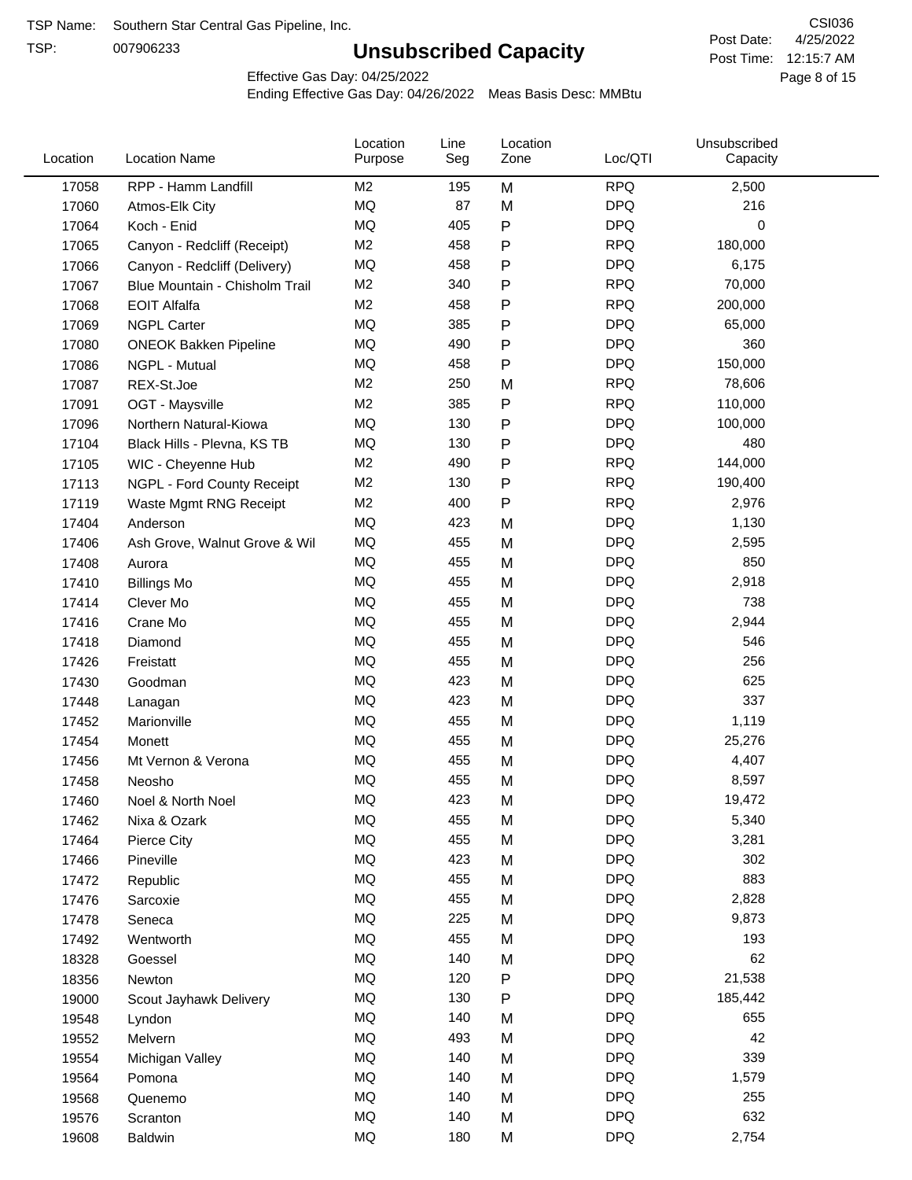TSP Name: Southern Star Central Gas Pipeline, Inc.

TSP: 007906233

# Unsubscribed Capacity

CSI036

Post Date: 4/25/2022

Post Time: 12:15:7 AM

Effective Gas Day: 04/25/2022

Ending Effective Gas Day: 04/26/2022 Meas Basis Desc: MMBtu

| Location | Location Name | Location Purpose | Line Seg | Location Zone | Loc/QTI | Unsubscribed Capacity |
|---|---|---|---|---|---|---|
| 17058 | RPP - Hamm Landfill | M2 | 195 | M | RPQ | 2,500 |
| 17060 | Atmos-Elk City | MQ | 87 | M | DPQ | 216 |
| 17064 | Koch - Enid | MQ | 405 | P | DPQ | 0 |
| 17065 | Canyon - Redcliff (Receipt) | M2 | 458 | P | RPQ | 180,000 |
| 17066 | Canyon - Redcliff (Delivery) | MQ | 458 | P | DPQ | 6,175 |
| 17067 | Blue Mountain - Chisholm Trail | M2 | 340 | P | RPQ | 70,000 |
| 17068 | EOIT Alfalfa | M2 | 458 | P | RPQ | 200,000 |
| 17069 | NGPL Carter | MQ | 385 | P | DPQ | 65,000 |
| 17080 | ONEOK Bakken Pipeline | MQ | 490 | P | DPQ | 360 |
| 17086 | NGPL - Mutual | MQ | 458 | P | DPQ | 150,000 |
| 17087 | REX-St.Joe | M2 | 250 | M | RPQ | 78,606 |
| 17091 | OGT - Maysville | M2 | 385 | P | RPQ | 110,000 |
| 17096 | Northern Natural-Kiowa | MQ | 130 | P | DPQ | 100,000 |
| 17104 | Black Hills - Plevna, KS TB | MQ | 130 | P | DPQ | 480 |
| 17105 | WIC - Cheyenne Hub | M2 | 490 | P | RPQ | 144,000 |
| 17113 | NGPL - Ford County Receipt | M2 | 130 | P | RPQ | 190,400 |
| 17119 | Waste Mgmt RNG Receipt | M2 | 400 | P | RPQ | 2,976 |
| 17404 | Anderson | MQ | 423 | M | DPQ | 1,130 |
| 17406 | Ash Grove, Walnut Grove & Wil | MQ | 455 | M | DPQ | 2,595 |
| 17408 | Aurora | MQ | 455 | M | DPQ | 850 |
| 17410 | Billings Mo | MQ | 455 | M | DPQ | 2,918 |
| 17414 | Clever Mo | MQ | 455 | M | DPQ | 738 |
| 17416 | Crane Mo | MQ | 455 | M | DPQ | 2,944 |
| 17418 | Diamond | MQ | 455 | M | DPQ | 546 |
| 17426 | Freistatt | MQ | 455 | M | DPQ | 256 |
| 17430 | Goodman | MQ | 423 | M | DPQ | 625 |
| 17448 | Lanagan | MQ | 423 | M | DPQ | 337 |
| 17452 | Marionville | MQ | 455 | M | DPQ | 1,119 |
| 17454 | Monett | MQ | 455 | M | DPQ | 25,276 |
| 17456 | Mt Vernon & Verona | MQ | 455 | M | DPQ | 4,407 |
| 17458 | Neosho | MQ | 455 | M | DPQ | 8,597 |
| 17460 | Noel & North Noel | MQ | 423 | M | DPQ | 19,472 |
| 17462 | Nixa & Ozark | MQ | 455 | M | DPQ | 5,340 |
| 17464 | Pierce City | MQ | 455 | M | DPQ | 3,281 |
| 17466 | Pineville | MQ | 423 | M | DPQ | 302 |
| 17472 | Republic | MQ | 455 | M | DPQ | 883 |
| 17476 | Sarcoxie | MQ | 455 | M | DPQ | 2,828 |
| 17478 | Seneca | MQ | 225 | M | DPQ | 9,873 |
| 17492 | Wentworth | MQ | 455 | M | DPQ | 193 |
| 18328 | Goessel | MQ | 140 | M | DPQ | 62 |
| 18356 | Newton | MQ | 120 | P | DPQ | 21,538 |
| 19000 | Scout Jayhawk Delivery | MQ | 130 | P | DPQ | 185,442 |
| 19548 | Lyndon | MQ | 140 | M | DPQ | 655 |
| 19552 | Melvern | MQ | 493 | M | DPQ | 42 |
| 19554 | Michigan Valley | MQ | 140 | M | DPQ | 339 |
| 19564 | Pomona | MQ | 140 | M | DPQ | 1,579 |
| 19568 | Quenemo | MQ | 140 | M | DPQ | 255 |
| 19576 | Scranton | MQ | 140 | M | DPQ | 632 |
| 19608 | Baldwin | MQ | 180 | M | DPQ | 2,754 |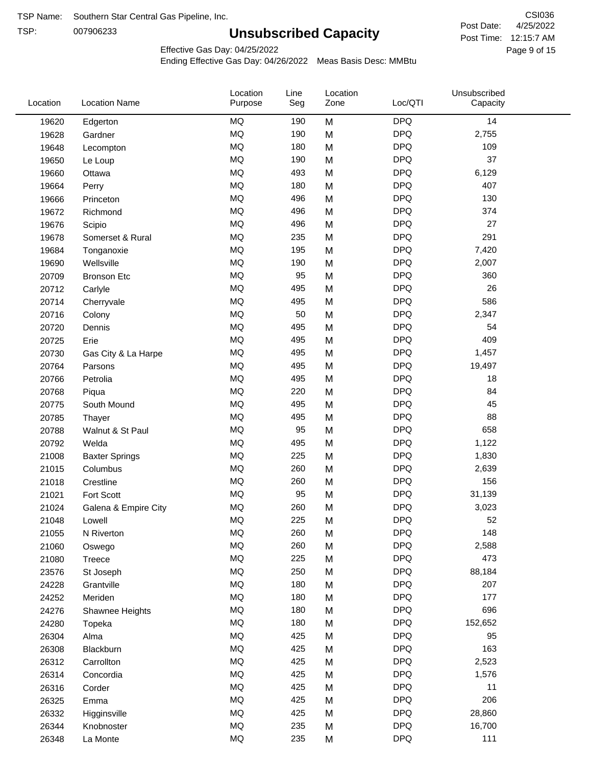TSP Name: Southern Star Central Gas Pipeline, Inc.

TSP: 007906233

# Unsubscribed Capacity

CSI036

Post Date: 4/25/2022

Post Time: 12:15:7 AM

Effective Gas Day: 04/25/2022

Ending Effective Gas Day: 04/26/2022 Meas Basis Desc: MMBtu

| Location | Location Name | Location Purpose | Line Seg | Location Zone | Loc/QTI | Unsubscribed Capacity |
|---|---|---|---|---|---|---|
| 19620 | Edgerton | MQ | 190 | M | DPQ | 14 |
| 19628 | Gardner | MQ | 190 | M | DPQ | 2,755 |
| 19648 | Lecompton | MQ | 180 | M | DPQ | 109 |
| 19650 | Le Loup | MQ | 190 | M | DPQ | 37 |
| 19660 | Ottawa | MQ | 493 | M | DPQ | 6,129 |
| 19664 | Perry | MQ | 180 | M | DPQ | 407 |
| 19666 | Princeton | MQ | 496 | M | DPQ | 130 |
| 19672 | Richmond | MQ | 496 | M | DPQ | 374 |
| 19676 | Scipio | MQ | 496 | M | DPQ | 27 |
| 19678 | Somerset & Rural | MQ | 235 | M | DPQ | 291 |
| 19684 | Tonganoxie | MQ | 195 | M | DPQ | 7,420 |
| 19690 | Wellsville | MQ | 190 | M | DPQ | 2,007 |
| 20709 | Bronson Etc | MQ | 95 | M | DPQ | 360 |
| 20712 | Carlyle | MQ | 495 | M | DPQ | 26 |
| 20714 | Cherryvale | MQ | 495 | M | DPQ | 586 |
| 20716 | Colony | MQ | 50 | M | DPQ | 2,347 |
| 20720 | Dennis | MQ | 495 | M | DPQ | 54 |
| 20725 | Erie | MQ | 495 | M | DPQ | 409 |
| 20730 | Gas City & La Harpe | MQ | 495 | M | DPQ | 1,457 |
| 20764 | Parsons | MQ | 495 | M | DPQ | 19,497 |
| 20766 | Petrolia | MQ | 495 | M | DPQ | 18 |
| 20768 | Piqua | MQ | 220 | M | DPQ | 84 |
| 20775 | South Mound | MQ | 495 | M | DPQ | 45 |
| 20785 | Thayer | MQ | 495 | M | DPQ | 88 |
| 20788 | Walnut & St Paul | MQ | 95 | M | DPQ | 658 |
| 20792 | Welda | MQ | 495 | M | DPQ | 1,122 |
| 21008 | Baxter Springs | MQ | 225 | M | DPQ | 1,830 |
| 21015 | Columbus | MQ | 260 | M | DPQ | 2,639 |
| 21018 | Crestline | MQ | 260 | M | DPQ | 156 |
| 21021 | Fort Scott | MQ | 95 | M | DPQ | 31,139 |
| 21024 | Galena & Empire City | MQ | 260 | M | DPQ | 3,023 |
| 21048 | Lowell | MQ | 225 | M | DPQ | 52 |
| 21055 | N Riverton | MQ | 260 | M | DPQ | 148 |
| 21060 | Oswego | MQ | 260 | M | DPQ | 2,588 |
| 21080 | Treece | MQ | 225 | M | DPQ | 473 |
| 23576 | St Joseph | MQ | 250 | M | DPQ | 88,184 |
| 24228 | Grantville | MQ | 180 | M | DPQ | 207 |
| 24252 | Meriden | MQ | 180 | M | DPQ | 177 |
| 24276 | Shawnee Heights | MQ | 180 | M | DPQ | 696 |
| 24280 | Topeka | MQ | 180 | M | DPQ | 152,652 |
| 26304 | Alma | MQ | 425 | M | DPQ | 95 |
| 26308 | Blackburn | MQ | 425 | M | DPQ | 163 |
| 26312 | Carrollton | MQ | 425 | M | DPQ | 2,523 |
| 26314 | Concordia | MQ | 425 | M | DPQ | 1,576 |
| 26316 | Corder | MQ | 425 | M | DPQ | 11 |
| 26325 | Emma | MQ | 425 | M | DPQ | 206 |
| 26332 | Higginsville | MQ | 425 | M | DPQ | 28,860 |
| 26344 | Knobnoster | MQ | 235 | M | DPQ | 16,700 |
| 26348 | La Monte | MQ | 235 | M | DPQ | 111 |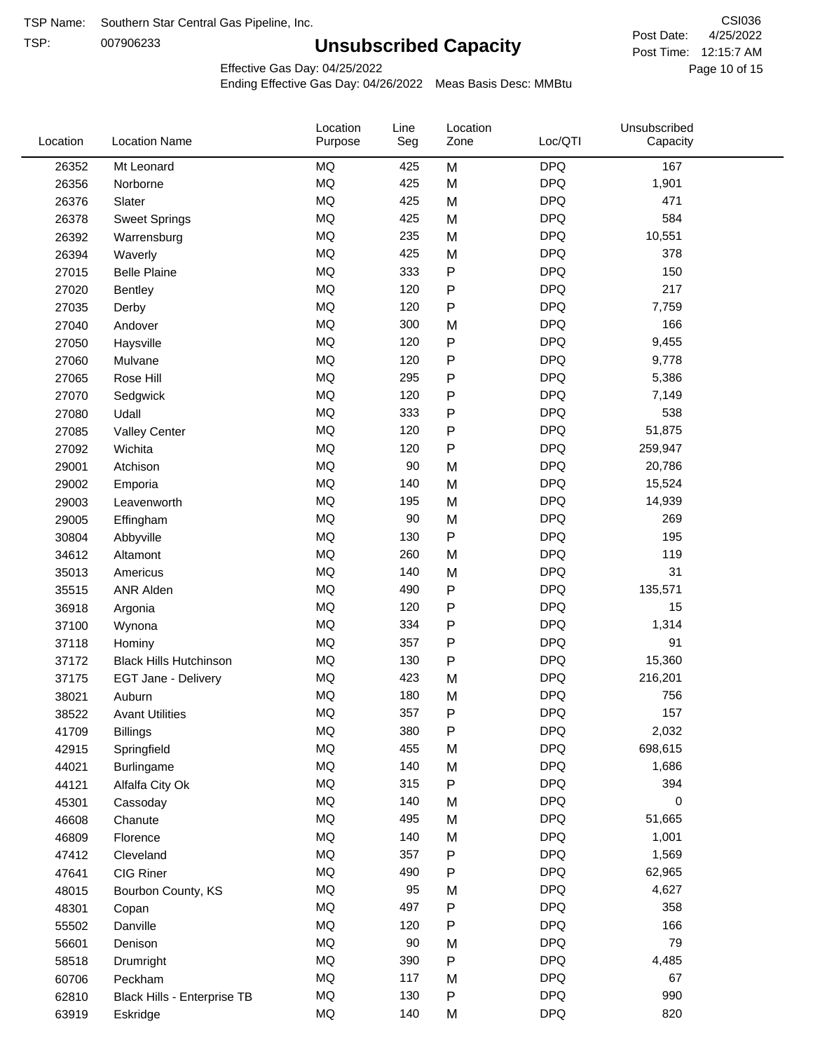TSP Name: Southern Star Central Gas Pipeline, Inc.
TSP: 007906233

# Unsubscribed Capacity

CSI036
Post Date: 4/25/2022
Post Time: 12:15:7 AM

Effective Gas Day: 04/25/2022
Ending Effective Gas Day: 04/26/2022 Meas Basis Desc: MMBtu

| Location | Location Name | Location Purpose | Line Seg | Location Zone | Loc/QTI | Unsubscribed Capacity |
|---|---|---|---|---|---|---|
| 26352 | Mt Leonard | MQ | 425 | M | DPQ | 167 |
| 26356 | Norborne | MQ | 425 | M | DPQ | 1,901 |
| 26376 | Slater | MQ | 425 | M | DPQ | 471 |
| 26378 | Sweet Springs | MQ | 425 | M | DPQ | 584 |
| 26392 | Warrensburg | MQ | 235 | M | DPQ | 10,551 |
| 26394 | Waverly | MQ | 425 | M | DPQ | 378 |
| 27015 | Belle Plaine | MQ | 333 | P | DPQ | 150 |
| 27020 | Bentley | MQ | 120 | P | DPQ | 217 |
| 27035 | Derby | MQ | 120 | P | DPQ | 7,759 |
| 27040 | Andover | MQ | 300 | M | DPQ | 166 |
| 27050 | Haysville | MQ | 120 | P | DPQ | 9,455 |
| 27060 | Mulvane | MQ | 120 | P | DPQ | 9,778 |
| 27065 | Rose Hill | MQ | 295 | P | DPQ | 5,386 |
| 27070 | Sedgwick | MQ | 120 | P | DPQ | 7,149 |
| 27080 | Udall | MQ | 333 | P | DPQ | 538 |
| 27085 | Valley Center | MQ | 120 | P | DPQ | 51,875 |
| 27092 | Wichita | MQ | 120 | P | DPQ | 259,947 |
| 29001 | Atchison | MQ | 90 | M | DPQ | 20,786 |
| 29002 | Emporia | MQ | 140 | M | DPQ | 15,524 |
| 29003 | Leavenworth | MQ | 195 | M | DPQ | 14,939 |
| 29005 | Effingham | MQ | 90 | M | DPQ | 269 |
| 30804 | Abbyville | MQ | 130 | P | DPQ | 195 |
| 34612 | Altamont | MQ | 260 | M | DPQ | 119 |
| 35013 | Americus | MQ | 140 | M | DPQ | 31 |
| 35515 | ANR Alden | MQ | 490 | P | DPQ | 135,571 |
| 36918 | Argonia | MQ | 120 | P | DPQ | 15 |
| 37100 | Wynona | MQ | 334 | P | DPQ | 1,314 |
| 37118 | Hominy | MQ | 357 | P | DPQ | 91 |
| 37172 | Black Hills Hutchinson | MQ | 130 | P | DPQ | 15,360 |
| 37175 | EGT Jane - Delivery | MQ | 423 | M | DPQ | 216,201 |
| 38021 | Auburn | MQ | 180 | M | DPQ | 756 |
| 38522 | Avant Utilities | MQ | 357 | P | DPQ | 157 |
| 41709 | Billings | MQ | 380 | P | DPQ | 2,032 |
| 42915 | Springfield | MQ | 455 | M | DPQ | 698,615 |
| 44021 | Burlingame | MQ | 140 | M | DPQ | 1,686 |
| 44121 | Alfalfa City Ok | MQ | 315 | P | DPQ | 394 |
| 45301 | Cassoday | MQ | 140 | M | DPQ | 0 |
| 46608 | Chanute | MQ | 495 | M | DPQ | 51,665 |
| 46809 | Florence | MQ | 140 | M | DPQ | 1,001 |
| 47412 | Cleveland | MQ | 357 | P | DPQ | 1,569 |
| 47641 | CIG Riner | MQ | 490 | P | DPQ | 62,965 |
| 48015 | Bourbon County, KS | MQ | 95 | M | DPQ | 4,627 |
| 48301 | Copan | MQ | 497 | P | DPQ | 358 |
| 55502 | Danville | MQ | 120 | P | DPQ | 166 |
| 56601 | Denison | MQ | 90 | M | DPQ | 79 |
| 58518 | Drumright | MQ | 390 | P | DPQ | 4,485 |
| 60706 | Peckham | MQ | 117 | M | DPQ | 67 |
| 62810 | Black Hills - Enterprise TB | MQ | 130 | P | DPQ | 990 |
| 63919 | Eskridge | MQ | 140 | M | DPQ | 820 |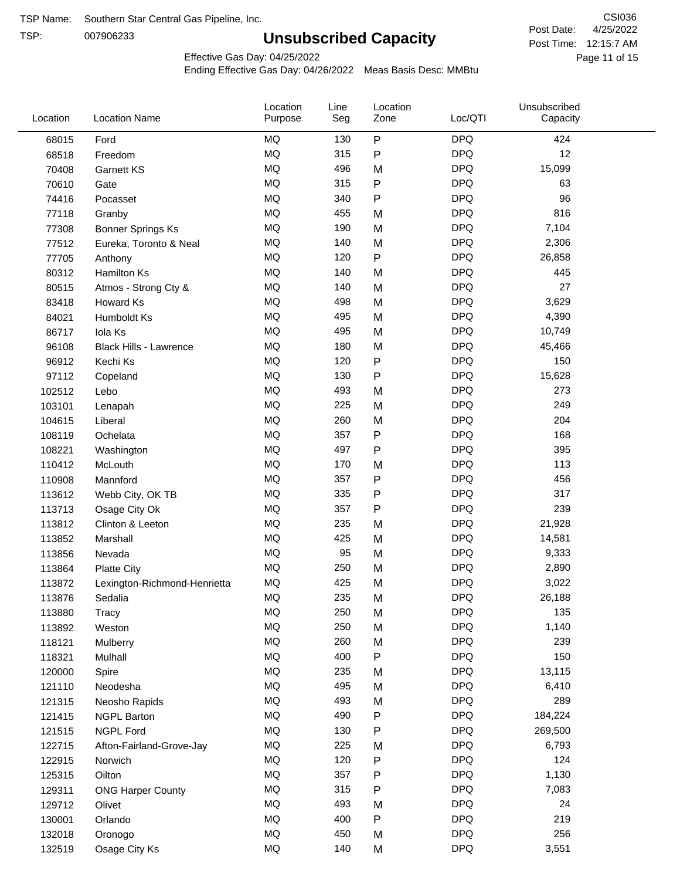TSP Name: Southern Star Central Gas Pipeline, Inc.

TSP: 007906233

# Unsubscribed Capacity

CSI036

Post Date: 4/25/2022

Post Time: 12:15:7 AM

Effective Gas Day: 04/25/2022

Ending Effective Gas Day: 04/26/2022 Meas Basis Desc: MMBtu

| Location | Location Name | Location Purpose | Line Seg | Location Zone | Loc/QTI | Unsubscribed Capacity |
|---|---|---|---|---|---|---|
| 68015 | Ford | MQ | 130 | P | DPQ | 424 |
| 68518 | Freedom | MQ | 315 | P | DPQ | 12 |
| 70408 | Garnett KS | MQ | 496 | M | DPQ | 15,099 |
| 70610 | Gate | MQ | 315 | P | DPQ | 63 |
| 74416 | Pocasset | MQ | 340 | P | DPQ | 96 |
| 77118 | Granby | MQ | 455 | M | DPQ | 816 |
| 77308 | Bonner Springs Ks | MQ | 190 | M | DPQ | 7,104 |
| 77512 | Eureka, Toronto & Neal | MQ | 140 | M | DPQ | 2,306 |
| 77705 | Anthony | MQ | 120 | P | DPQ | 26,858 |
| 80312 | Hamilton Ks | MQ | 140 | M | DPQ | 445 |
| 80515 | Atmos - Strong Cty & | MQ | 140 | M | DPQ | 27 |
| 83418 | Howard Ks | MQ | 498 | M | DPQ | 3,629 |
| 84021 | Humboldt Ks | MQ | 495 | M | DPQ | 4,390 |
| 86717 | Iola Ks | MQ | 495 | M | DPQ | 10,749 |
| 96108 | Black Hills - Lawrence | MQ | 180 | M | DPQ | 45,466 |
| 96912 | Kechi Ks | MQ | 120 | P | DPQ | 150 |
| 97112 | Copeland | MQ | 130 | P | DPQ | 15,628 |
| 102512 | Lebo | MQ | 493 | M | DPQ | 273 |
| 103101 | Lenapah | MQ | 225 | M | DPQ | 249 |
| 104615 | Liberal | MQ | 260 | M | DPQ | 204 |
| 108119 | Ochelata | MQ | 357 | P | DPQ | 168 |
| 108221 | Washington | MQ | 497 | P | DPQ | 395 |
| 110412 | McLouth | MQ | 170 | M | DPQ | 113 |
| 110908 | Mannford | MQ | 357 | P | DPQ | 456 |
| 113612 | Webb City, OK TB | MQ | 335 | P | DPQ | 317 |
| 113713 | Osage City Ok | MQ | 357 | P | DPQ | 239 |
| 113812 | Clinton & Leeton | MQ | 235 | M | DPQ | 21,928 |
| 113852 | Marshall | MQ | 425 | M | DPQ | 14,581 |
| 113856 | Nevada | MQ | 95 | M | DPQ | 9,333 |
| 113864 | Platte City | MQ | 250 | M | DPQ | 2,890 |
| 113872 | Lexington-Richmond-Henrietta | MQ | 425 | M | DPQ | 3,022 |
| 113876 | Sedalia | MQ | 235 | M | DPQ | 26,188 |
| 113880 | Tracy | MQ | 250 | M | DPQ | 135 |
| 113892 | Weston | MQ | 250 | M | DPQ | 1,140 |
| 118121 | Mulberry | MQ | 260 | M | DPQ | 239 |
| 118321 | Mulhall | MQ | 400 | P | DPQ | 150 |
| 120000 | Spire | MQ | 235 | M | DPQ | 13,115 |
| 121110 | Neodesha | MQ | 495 | M | DPQ | 6,410 |
| 121315 | Neosho Rapids | MQ | 493 | M | DPQ | 289 |
| 121415 | NGPL Barton | MQ | 490 | P | DPQ | 184,224 |
| 121515 | NGPL Ford | MQ | 130 | P | DPQ | 269,500 |
| 122715 | Afton-Fairland-Grove-Jay | MQ | 225 | M | DPQ | 6,793 |
| 122915 | Norwich | MQ | 120 | P | DPQ | 124 |
| 125315 | Oilton | MQ | 357 | P | DPQ | 1,130 |
| 129311 | ONG Harper County | MQ | 315 | P | DPQ | 7,083 |
| 129712 | Olivet | MQ | 493 | M | DPQ | 24 |
| 130001 | Orlando | MQ | 400 | P | DPQ | 219 |
| 132018 | Oronogo | MQ | 450 | M | DPQ | 256 |
| 132519 | Osage City Ks | MQ | 140 | M | DPQ | 3,551 |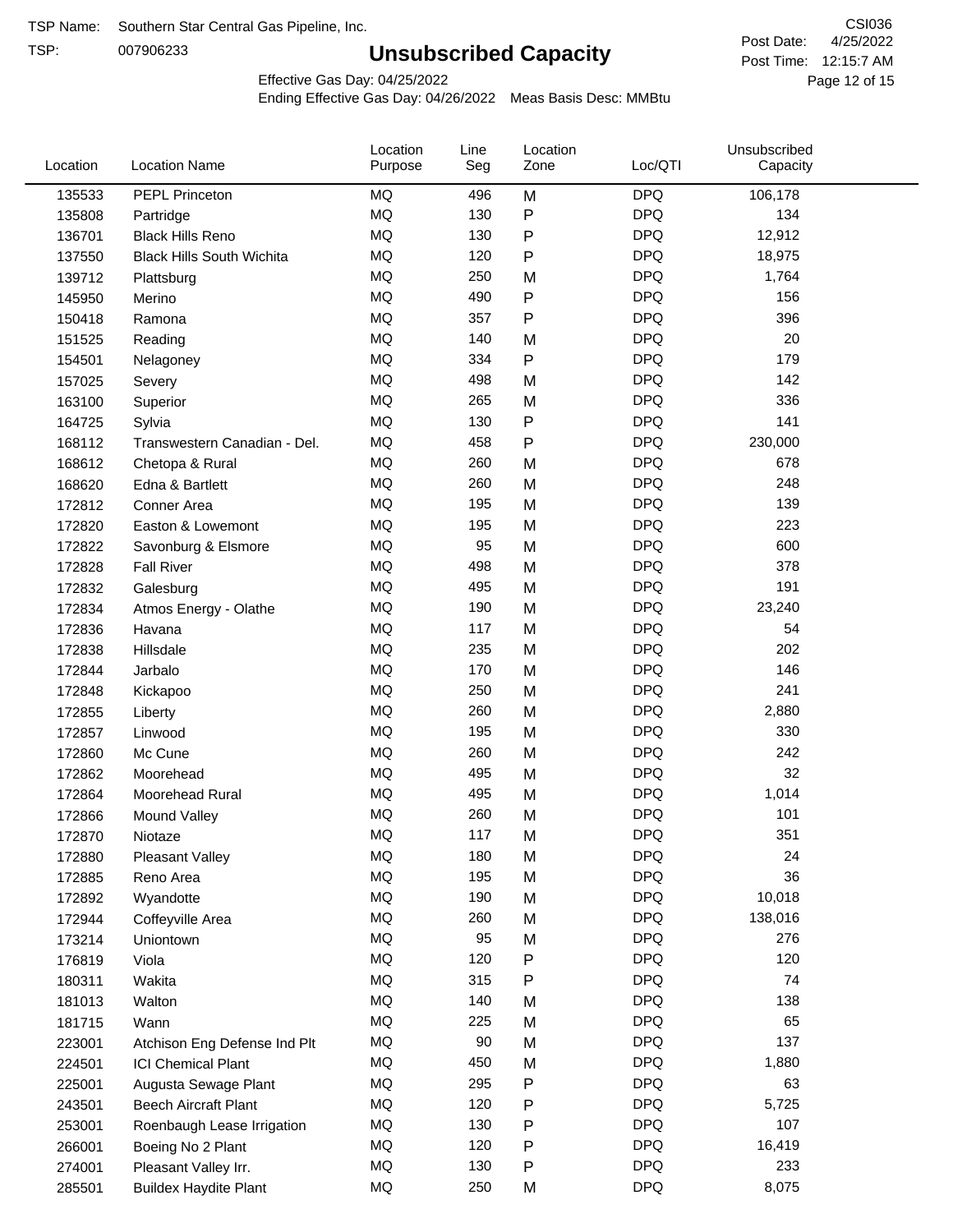TSP Name: Southern Star Central Gas Pipeline, Inc.
TSP: 007906233

# Unsubscribed Capacity

CSI036
Post Date: 4/25/2022
Post Time: 12:15:7 AM

Effective Gas Day: 04/25/2022
Ending Effective Gas Day: 04/26/2022 Meas Basis Desc: MMBtu

| Location | Location Name | Location Purpose | Line Seg | Location Zone | Loc/QTI | Unsubscribed Capacity |
|---|---|---|---|---|---|---|
| 135533 | PEPL Princeton | MQ | 496 | M | DPQ | 106,178 |
| 135808 | Partridge | MQ | 130 | P | DPQ | 134 |
| 136701 | Black Hills Reno | MQ | 130 | P | DPQ | 12,912 |
| 137550 | Black Hills South Wichita | MQ | 120 | P | DPQ | 18,975 |
| 139712 | Plattsburg | MQ | 250 | M | DPQ | 1,764 |
| 145950 | Merino | MQ | 490 | P | DPQ | 156 |
| 150418 | Ramona | MQ | 357 | P | DPQ | 396 |
| 151525 | Reading | MQ | 140 | M | DPQ | 20 |
| 154501 | Nelagoney | MQ | 334 | P | DPQ | 179 |
| 157025 | Severy | MQ | 498 | M | DPQ | 142 |
| 163100 | Superior | MQ | 265 | M | DPQ | 336 |
| 164725 | Sylvia | MQ | 130 | P | DPQ | 141 |
| 168112 | Transwestern Canadian - Del. | MQ | 458 | P | DPQ | 230,000 |
| 168612 | Chetopa & Rural | MQ | 260 | M | DPQ | 678 |
| 168620 | Edna & Bartlett | MQ | 260 | M | DPQ | 248 |
| 172812 | Conner Area | MQ | 195 | M | DPQ | 139 |
| 172820 | Easton & Lowemont | MQ | 195 | M | DPQ | 223 |
| 172822 | Savonburg & Elsmore | MQ | 95 | M | DPQ | 600 |
| 172828 | Fall River | MQ | 498 | M | DPQ | 378 |
| 172832 | Galesburg | MQ | 495 | M | DPQ | 191 |
| 172834 | Atmos Energy - Olathe | MQ | 190 | M | DPQ | 23,240 |
| 172836 | Havana | MQ | 117 | M | DPQ | 54 |
| 172838 | Hillsdale | MQ | 235 | M | DPQ | 202 |
| 172844 | Jarbalo | MQ | 170 | M | DPQ | 146 |
| 172848 | Kickapoo | MQ | 250 | M | DPQ | 241 |
| 172855 | Liberty | MQ | 260 | M | DPQ | 2,880 |
| 172857 | Linwood | MQ | 195 | M | DPQ | 330 |
| 172860 | Mc Cune | MQ | 260 | M | DPQ | 242 |
| 172862 | Moorehead | MQ | 495 | M | DPQ | 32 |
| 172864 | Moorehead Rural | MQ | 495 | M | DPQ | 1,014 |
| 172866 | Mound Valley | MQ | 260 | M | DPQ | 101 |
| 172870 | Niotaze | MQ | 117 | M | DPQ | 351 |
| 172880 | Pleasant Valley | MQ | 180 | M | DPQ | 24 |
| 172885 | Reno Area | MQ | 195 | M | DPQ | 36 |
| 172892 | Wyandotte | MQ | 190 | M | DPQ | 10,018 |
| 172944 | Coffeyville Area | MQ | 260 | M | DPQ | 138,016 |
| 173214 | Uniontown | MQ | 95 | M | DPQ | 276 |
| 176819 | Viola | MQ | 120 | P | DPQ | 120 |
| 180311 | Wakita | MQ | 315 | P | DPQ | 74 |
| 181013 | Walton | MQ | 140 | M | DPQ | 138 |
| 181715 | Wann | MQ | 225 | M | DPQ | 65 |
| 223001 | Atchison Eng Defense Ind Plt | MQ | 90 | M | DPQ | 137 |
| 224501 | ICI Chemical Plant | MQ | 450 | M | DPQ | 1,880 |
| 225001 | Augusta Sewage Plant | MQ | 295 | P | DPQ | 63 |
| 243501 | Beech Aircraft Plant | MQ | 120 | P | DPQ | 5,725 |
| 253001 | Roenbaugh Lease Irrigation | MQ | 130 | P | DPQ | 107 |
| 266001 | Boeing No 2 Plant | MQ | 120 | P | DPQ | 16,419 |
| 274001 | Pleasant Valley Irr. | MQ | 130 | P | DPQ | 233 |
| 285501 | Buildex Haydite Plant | MQ | 250 | M | DPQ | 8,075 |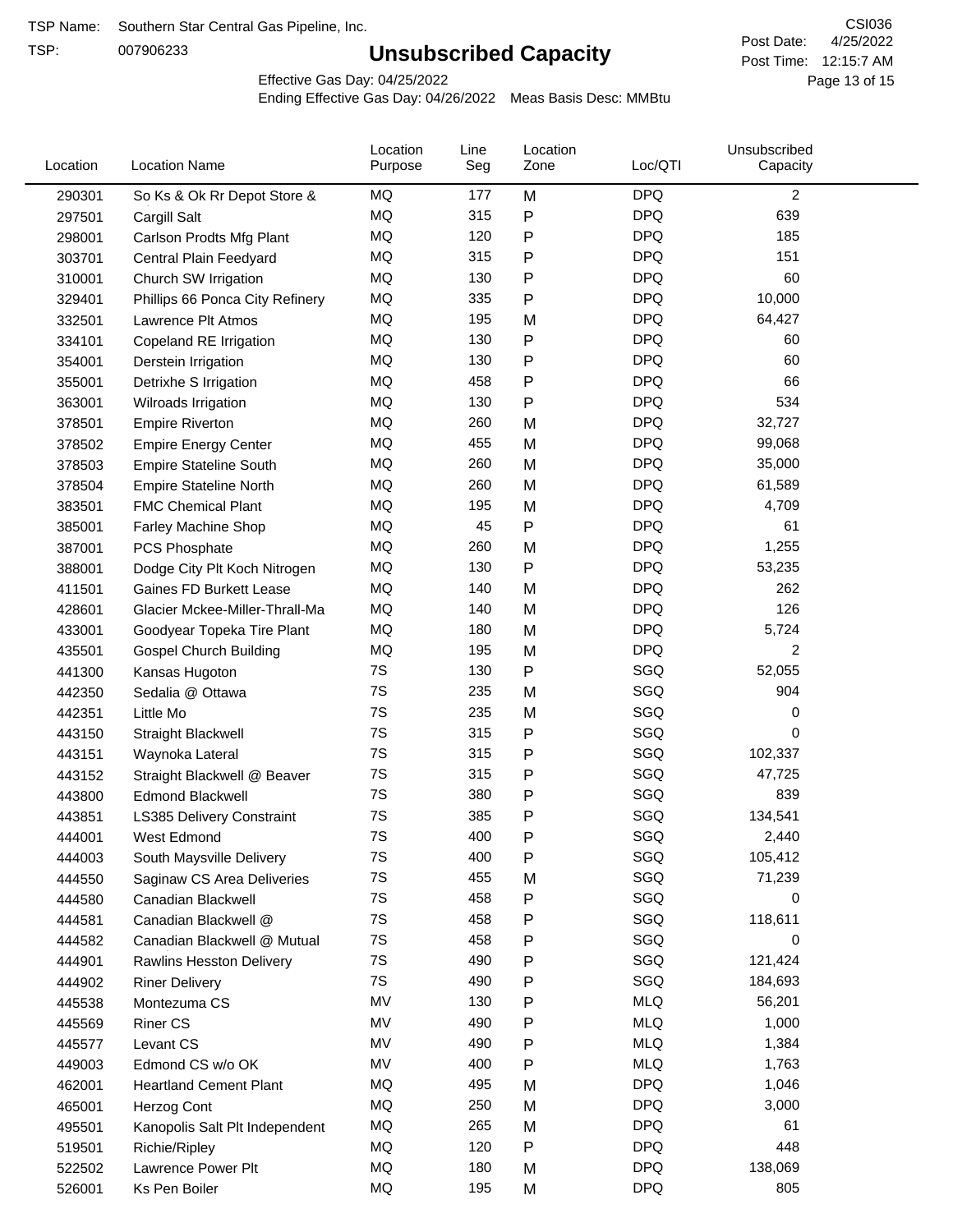TSP Name: Southern Star Central Gas Pipeline, Inc.

TSP: 007906233

# Unsubscribed Capacity

CSI036

Post Date: 4/25/2022

Post Time: 12:15:7 AM

Effective Gas Day: 04/25/2022

Ending Effective Gas Day: 04/26/2022 Meas Basis Desc: MMBtu

| Location | Location Name | Location Purpose | Line Seg | Location Zone | Loc/QTI | Unsubscribed Capacity |
|---|---|---|---|---|---|---|
| 290301 | So Ks & Ok Rr Depot Store & | MQ | 177 | M | DPQ | 2 |
| 297501 | Cargill Salt | MQ | 315 | P | DPQ | 639 |
| 298001 | Carlson Prodts Mfg Plant | MQ | 120 | P | DPQ | 185 |
| 303701 | Central Plain Feedyard | MQ | 315 | P | DPQ | 151 |
| 310001 | Church SW Irrigation | MQ | 130 | P | DPQ | 60 |
| 329401 | Phillips 66 Ponca City Refinery | MQ | 335 | P | DPQ | 10,000 |
| 332501 | Lawrence Plt Atmos | MQ | 195 | M | DPQ | 64,427 |
| 334101 | Copeland RE Irrigation | MQ | 130 | P | DPQ | 60 |
| 354001 | Derstein Irrigation | MQ | 130 | P | DPQ | 60 |
| 355001 | Detrixhe S Irrigation | MQ | 458 | P | DPQ | 66 |
| 363001 | Wilroads Irrigation | MQ | 130 | P | DPQ | 534 |
| 378501 | Empire Riverton | MQ | 260 | M | DPQ | 32,727 |
| 378502 | Empire Energy Center | MQ | 455 | M | DPQ | 99,068 |
| 378503 | Empire Stateline South | MQ | 260 | M | DPQ | 35,000 |
| 378504 | Empire Stateline North | MQ | 260 | M | DPQ | 61,589 |
| 383501 | FMC Chemical Plant | MQ | 195 | M | DPQ | 4,709 |
| 385001 | Farley Machine Shop | MQ | 45 | P | DPQ | 61 |
| 387001 | PCS Phosphate | MQ | 260 | M | DPQ | 1,255 |
| 388001 | Dodge City Plt Koch Nitrogen | MQ | 130 | P | DPQ | 53,235 |
| 411501 | Gaines FD Burkett Lease | MQ | 140 | M | DPQ | 262 |
| 428601 | Glacier Mckee-Miller-Thrall-Ma | MQ | 140 | M | DPQ | 126 |
| 433001 | Goodyear Topeka Tire Plant | MQ | 180 | M | DPQ | 5,724 |
| 435501 | Gospel Church Building | MQ | 195 | M | DPQ | 2 |
| 441300 | Kansas Hugoton | 7S | 130 | P | SGQ | 52,055 |
| 442350 | Sedalia @ Ottawa | 7S | 235 | M | SGQ | 904 |
| 442351 | Little Mo | 7S | 235 | M | SGQ | 0 |
| 443150 | Straight Blackwell | 7S | 315 | P | SGQ | 0 |
| 443151 | Waynoka Lateral | 7S | 315 | P | SGQ | 102,337 |
| 443152 | Straight Blackwell @ Beaver | 7S | 315 | P | SGQ | 47,725 |
| 443800 | Edmond Blackwell | 7S | 380 | P | SGQ | 839 |
| 443851 | LS385 Delivery Constraint | 7S | 385 | P | SGQ | 134,541 |
| 444001 | West Edmond | 7S | 400 | P | SGQ | 2,440 |
| 444003 | South Maysville Delivery | 7S | 400 | P | SGQ | 105,412 |
| 444550 | Saginaw CS Area Deliveries | 7S | 455 | M | SGQ | 71,239 |
| 444580 | Canadian Blackwell | 7S | 458 | P | SGQ | 0 |
| 444581 | Canadian Blackwell @ | 7S | 458 | P | SGQ | 118,611 |
| 444582 | Canadian Blackwell @ Mutual | 7S | 458 | P | SGQ | 0 |
| 444901 | Rawlins Hesston Delivery | 7S | 490 | P | SGQ | 121,424 |
| 444902 | Riner Delivery | 7S | 490 | P | SGQ | 184,693 |
| 445538 | Montezuma CS | MV | 130 | P | MLQ | 56,201 |
| 445569 | Riner CS | MV | 490 | P | MLQ | 1,000 |
| 445577 | Levant CS | MV | 490 | P | MLQ | 1,384 |
| 449003 | Edmond CS w/o OK | MV | 400 | P | MLQ | 1,763 |
| 462001 | Heartland Cement Plant | MQ | 495 | M | DPQ | 1,046 |
| 465001 | Herzog Cont | MQ | 250 | M | DPQ | 3,000 |
| 495501 | Kanopolis Salt Plt Independent | MQ | 265 | M | DPQ | 61 |
| 519501 | Richie/Ripley | MQ | 120 | P | DPQ | 448 |
| 522502 | Lawrence Power Plt | MQ | 180 | M | DPQ | 138,069 |
| 526001 | Ks Pen Boiler | MQ | 195 | M | DPQ | 805 |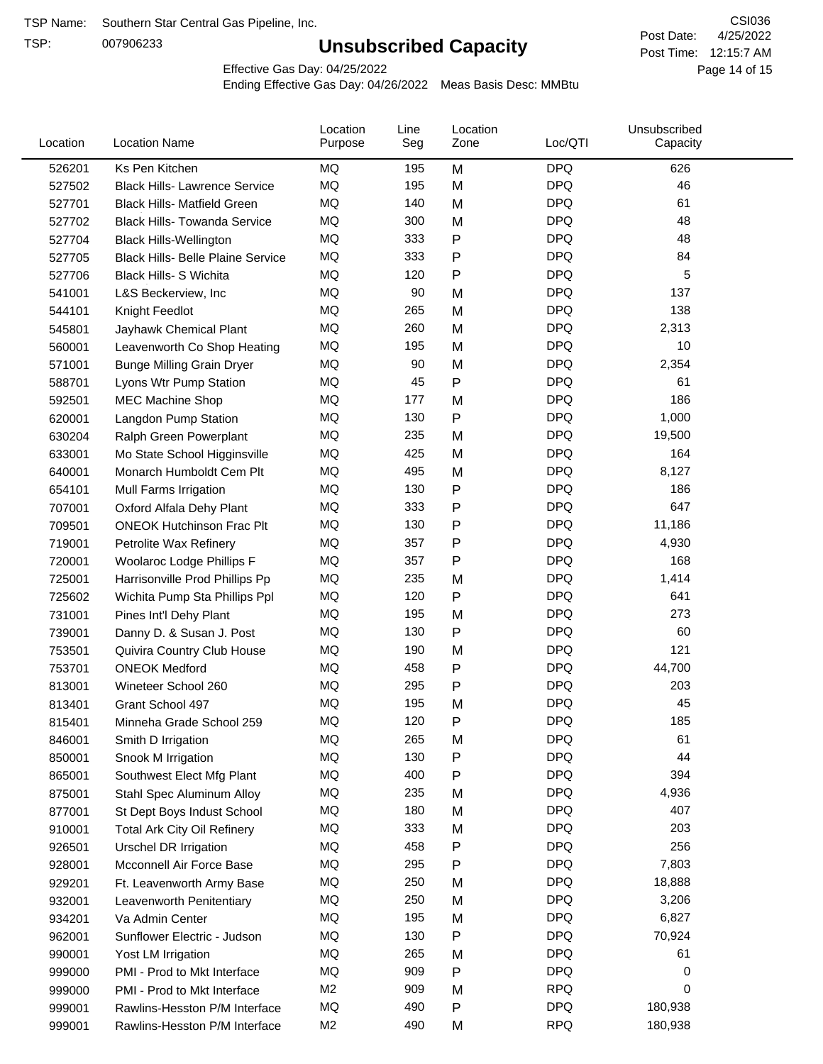TSP Name: Southern Star Central Gas Pipeline, Inc.

TSP: 007906233

# Unsubscribed Capacity

CSI036

Post Date: 4/25/2022

Post Time: 12:15:7 AM

Effective Gas Day: 04/25/2022

Ending Effective Gas Day: 04/26/2022 Meas Basis Desc: MMBtu

| Location | Location Name | Location Purpose | Line Seg | Location Zone | Loc/QTI | Unsubscribed Capacity |
|---|---|---|---|---|---|---|
| 526201 | Ks Pen Kitchen | MQ | 195 | M | DPQ | 626 |
| 527502 | Black Hills- Lawrence Service | MQ | 195 | M | DPQ | 46 |
| 527701 | Black Hills- Matfield Green | MQ | 140 | M | DPQ | 61 |
| 527702 | Black Hills- Towanda Service | MQ | 300 | M | DPQ | 48 |
| 527704 | Black Hills-Wellington | MQ | 333 | P | DPQ | 48 |
| 527705 | Black Hills- Belle Plaine Service | MQ | 333 | P | DPQ | 84 |
| 527706 | Black Hills- S Wichita | MQ | 120 | P | DPQ | 5 |
| 541001 | L&S Beckerview, Inc | MQ | 90 | M | DPQ | 137 |
| 544101 | Knight Feedlot | MQ | 265 | M | DPQ | 138 |
| 545801 | Jayhawk Chemical Plant | MQ | 260 | M | DPQ | 2,313 |
| 560001 | Leavenworth Co Shop Heating | MQ | 195 | M | DPQ | 10 |
| 571001 | Bunge Milling Grain Dryer | MQ | 90 | M | DPQ | 2,354 |
| 588701 | Lyons Wtr Pump Station | MQ | 45 | P | DPQ | 61 |
| 592501 | MEC Machine Shop | MQ | 177 | M | DPQ | 186 |
| 620001 | Langdon Pump Station | MQ | 130 | P | DPQ | 1,000 |
| 630204 | Ralph Green Powerplant | MQ | 235 | M | DPQ | 19,500 |
| 633001 | Mo State School Higginsville | MQ | 425 | M | DPQ | 164 |
| 640001 | Monarch Humboldt Cem Plt | MQ | 495 | M | DPQ | 8,127 |
| 654101 | Mull Farms Irrigation | MQ | 130 | P | DPQ | 186 |
| 707001 | Oxford Alfala Dehy Plant | MQ | 333 | P | DPQ | 647 |
| 709501 | ONEOK Hutchinson Frac Plt | MQ | 130 | P | DPQ | 11,186 |
| 719001 | Petrolite Wax Refinery | MQ | 357 | P | DPQ | 4,930 |
| 720001 | Woolaroc Lodge Phillips F | MQ | 357 | P | DPQ | 168 |
| 725001 | Harrisonville Prod Phillips Pp | MQ | 235 | M | DPQ | 1,414 |
| 725602 | Wichita Pump Sta Phillips Ppl | MQ | 120 | P | DPQ | 641 |
| 731001 | Pines Int'l Dehy Plant | MQ | 195 | M | DPQ | 273 |
| 739001 | Danny D. & Susan J. Post | MQ | 130 | P | DPQ | 60 |
| 753501 | Quivira Country Club House | MQ | 190 | M | DPQ | 121 |
| 753701 | ONEOK Medford | MQ | 458 | P | DPQ | 44,700 |
| 813001 | Wineteer School 260 | MQ | 295 | P | DPQ | 203 |
| 813401 | Grant School 497 | MQ | 195 | M | DPQ | 45 |
| 815401 | Minneha Grade School 259 | MQ | 120 | P | DPQ | 185 |
| 846001 | Smith D Irrigation | MQ | 265 | M | DPQ | 61 |
| 850001 | Snook M Irrigation | MQ | 130 | P | DPQ | 44 |
| 865001 | Southwest Elect Mfg Plant | MQ | 400 | P | DPQ | 394 |
| 875001 | Stahl Spec Aluminum Alloy | MQ | 235 | M | DPQ | 4,936 |
| 877001 | St Dept Boys Indust School | MQ | 180 | M | DPQ | 407 |
| 910001 | Total Ark City Oil Refinery | MQ | 333 | M | DPQ | 203 |
| 926501 | Urschel DR Irrigation | MQ | 458 | P | DPQ | 256 |
| 928001 | Mcconnell Air Force Base | MQ | 295 | P | DPQ | 7,803 |
| 929201 | Ft. Leavenworth Army Base | MQ | 250 | M | DPQ | 18,888 |
| 932001 | Leavenworth Penitentiary | MQ | 250 | M | DPQ | 3,206 |
| 934201 | Va Admin Center | MQ | 195 | M | DPQ | 6,827 |
| 962001 | Sunflower Electric - Judson | MQ | 130 | P | DPQ | 70,924 |
| 990001 | Yost LM Irrigation | MQ | 265 | M | DPQ | 61 |
| 999000 | PMI - Prod to Mkt Interface | MQ | 909 | P | DPQ | 0 |
| 999000 | PMI - Prod to Mkt Interface | M2 | 909 | M | RPQ | 0 |
| 999001 | Rawlins-Hesston P/M Interface | MQ | 490 | P | DPQ | 180,938 |
| 999001 | Rawlins-Hesston P/M Interface | M2 | 490 | M | RPQ | 180,938 |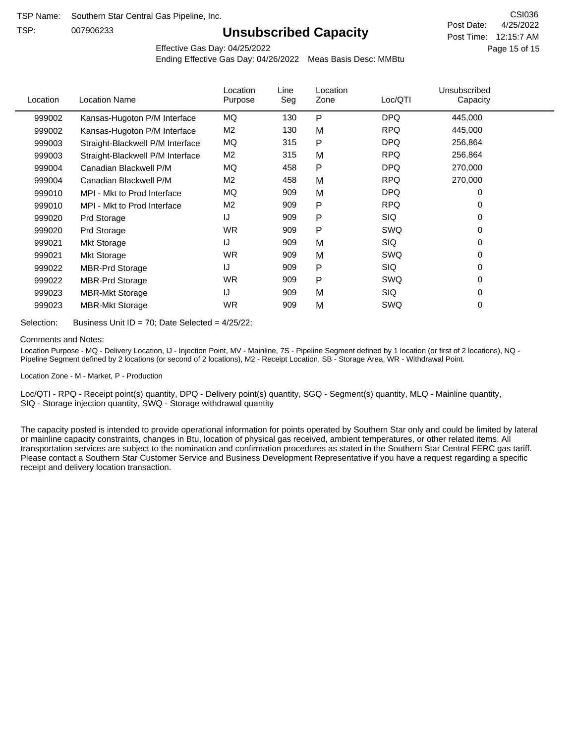TSP Name: Southern Star Central Gas Pipeline, Inc.

TSP: 007906233

# Unsubscribed Capacity

CSI036

Post Date: 4/25/2022

Post Time: 12:15:7 AM

Effective Gas Day: 04/25/2022

Ending Effective Gas Day: 04/26/2022 Meas Basis Desc: MMBtu

| Location | Location Name | Location Purpose | Line Seg | Location Zone | Loc/QTI | Unsubscribed Capacity |
|---|---|---|---|---|---|---|
| 999002 | Kansas-Hugoton P/M Interface | MQ | 130 | P | DPQ | 445,000 |
| 999002 | Kansas-Hugoton P/M Interface | M2 | 130 | M | RPQ | 445,000 |
| 999003 | Straight-Blackwell P/M Interface | MQ | 315 | P | DPQ | 256,864 |
| 999003 | Straight-Blackwell P/M Interface | M2 | 315 | M | RPQ | 256,864 |
| 999004 | Canadian Blackwell P/M | MQ | 458 | P | DPQ | 270,000 |
| 999004 | Canadian Blackwell P/M | M2 | 458 | M | RPQ | 270,000 |
| 999010 | MPI - Mkt to Prod Interface | MQ | 909 | M | DPQ | 0 |
| 999010 | MPI - Mkt to Prod Interface | M2 | 909 | P | RPQ | 0 |
| 999020 | Prd Storage | IJ | 909 | P | SIQ | 0 |
| 999020 | Prd Storage | WR | 909 | P | SWQ | 0 |
| 999021 | Mkt Storage | IJ | 909 | M | SIQ | 0 |
| 999021 | Mkt Storage | WR | 909 | M | SWQ | 0 |
| 999022 | MBR-Prd Storage | IJ | 909 | P | SIQ | 0 |
| 999022 | MBR-Prd Storage | WR | 909 | P | SWQ | 0 |
| 999023 | MBR-Mkt Storage | IJ | 909 | M | SIQ | 0 |
| 999023 | MBR-Mkt Storage | WR | 909 | M | SWQ | 0 |

Selection: Business Unit ID = 70; Date Selected = 4/25/22;

Comments and Notes:

Location Purpose - MQ - Delivery Location, IJ - Injection Point, MV - Mainline, 7S - Pipeline Segment defined by 1 location (or first of 2 locations), NQ - Pipeline Segment defined by 2 locations (or second of 2 locations), M2 - Receipt Location, SB - Storage Area, WR - Withdrawal Point.

Location Zone - M - Market, P - Production

Loc/QTI - RPQ - Receipt point(s) quantity, DPQ - Delivery point(s) quantity, SGQ - Segment(s) quantity, MLQ - Mainline quantity, SIQ - Storage injection quantity, SWQ - Storage withdrawal quantity

The capacity posted is intended to provide operational information for points operated by Southern Star only and could be limited by lateral or mainline capacity constraints, changes in Btu, location of physical gas received, ambient temperatures, or other related items. All transportation services are subject to the nomination and confirmation procedures as stated in the Southern Star Central FERC gas tariff. Please contact a Southern Star Customer Service and Business Development Representative if you have a request regarding a specific receipt and delivery location transaction.